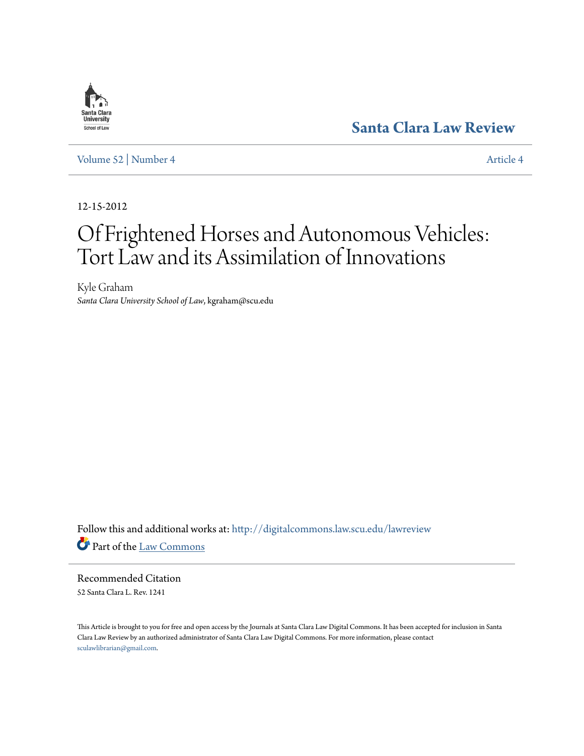Santa Clara Law Review

Volume 52 | Number 4

Article 4

12-15-2012

# Of Frightened Horses and Autonomous Vehicles: Tort Law and its Assimilation of Innovations

Kyle Graham
*Santa Clara University School of Law*, kgraham@scu.edu

Follow this and additional works at: http://digitalcommons.law.scu.edu/lawreview

Part of the Law Commons

## Recommended Citation

52 Santa Clara L. Rev. 1241

This Article is brought to you for free and open access by the Journals at Santa Clara Law Digital Commons. It has been accepted for inclusion in Santa Clara Law Review by an authorized administrator of Santa Clara Law Digital Commons. For more information, please contact sculawlibrarian@gmail.com.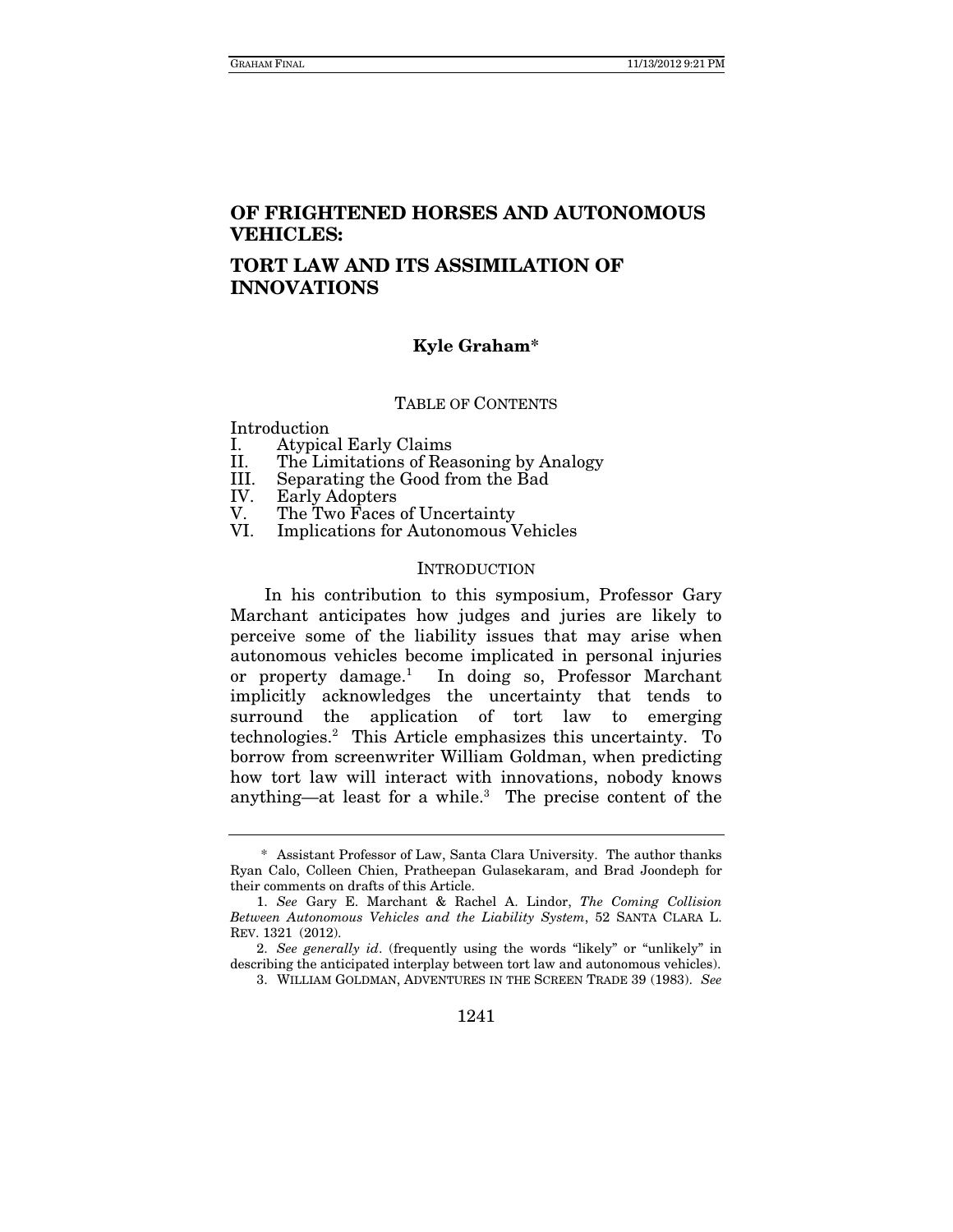# OF FRIGHTENED HORSES AND AUTONOMOUS VEHICLES:

# TORT LAW AND ITS ASSIMILATION OF INNOVATIONS

**Kyle Graham***

TABLE OF CONTENTS

Introduction
I. Atypical Early Claims
II. The Limitations of Reasoning by Analogy
III. Separating the Good from the Bad
IV. Early Adopters
V. The Two Faces of Uncertainty
VI. Implications for Autonomous Vehicles

## INTRODUCTION

In his contribution to this symposium, Professor Gary Marchant anticipates how judges and juries are likely to perceive some of the liability issues that may arise when autonomous vehicles become implicated in personal injuries or property damage.[1] In doing so, Professor Marchant implicitly acknowledges the uncertainty that tends to surround the application of tort law to emerging technologies.[2] This Article emphasizes this uncertainty. To borrow from screenwriter William Goldman, when predicting how tort law will interact with innovations, nobody knows anything—at least for a while.[3] The precise content of the

---

\* Assistant Professor of Law, Santa Clara University. The author thanks Ryan Calo, Colleen Chien, Pratheepan Gulasekaram, and Brad Joondeph for their comments on drafts of this Article.

1. *See* Gary E. Marchant & Rachel A. Lindor, *The Coming Collision Between Autonomous Vehicles and the Liability System*, 52 SANTA CLARA L. REV. 1321 (2012).

2. *See generally id*. (frequently using the words "likely" or "unlikely" in describing the anticipated interplay between tort law and autonomous vehicles).

3. WILLIAM GOLDMAN, ADVENTURES IN THE SCREEN TRADE 39 (1983). *See*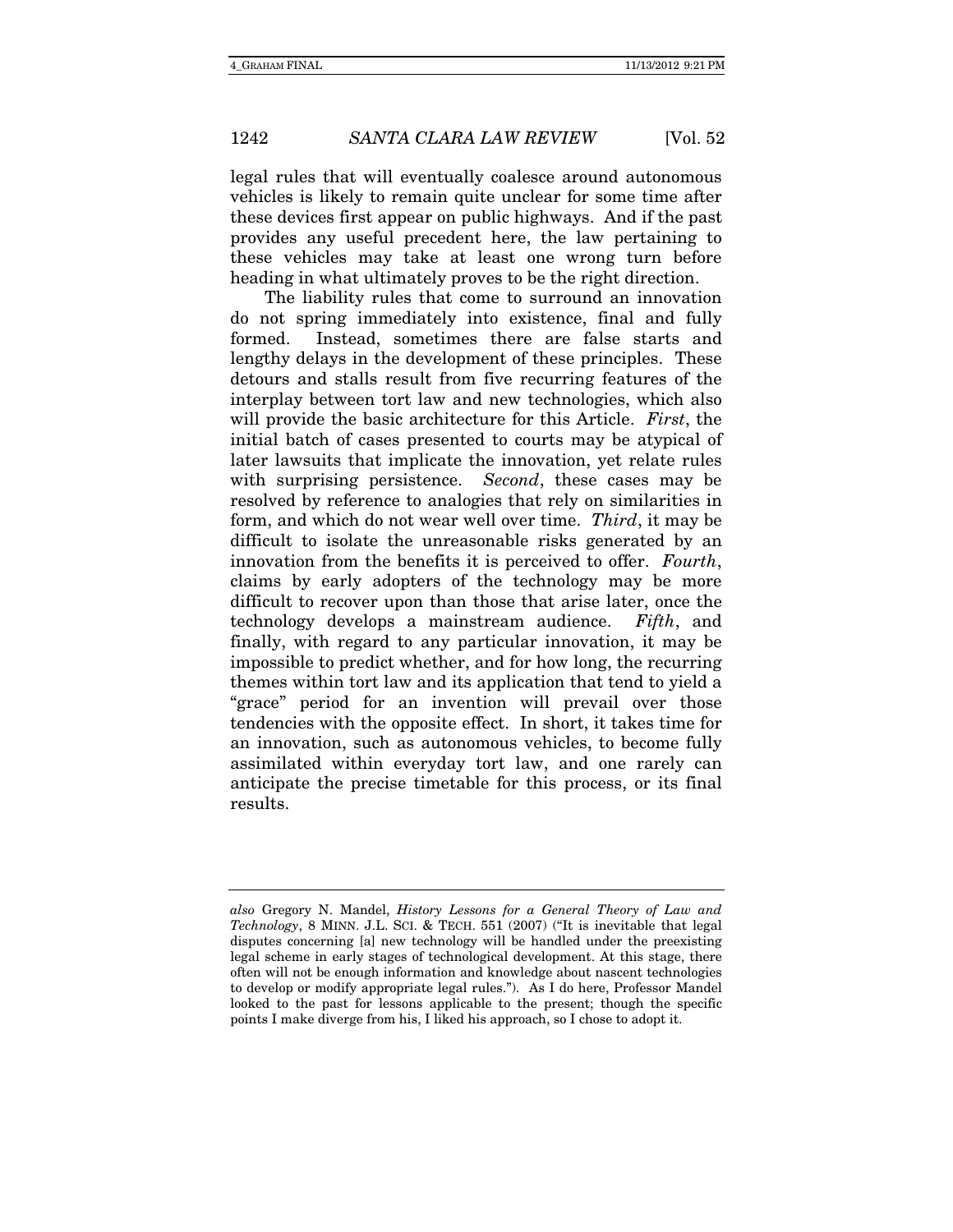legal rules that will eventually coalesce around autonomous vehicles is likely to remain quite unclear for some time after these devices first appear on public highways. And if the past provides any useful precedent here, the law pertaining to these vehicles may take at least one wrong turn before heading in what ultimately proves to be the right direction.

The liability rules that come to surround an innovation do not spring immediately into existence, final and fully formed. Instead, sometimes there are false starts and lengthy delays in the development of these principles. These detours and stalls result from five recurring features of the interplay between tort law and new technologies, which also will provide the basic architecture for this Article. *First*, the initial batch of cases presented to courts may be atypical of later lawsuits that implicate the innovation, yet relate rules with surprising persistence. *Second*, these cases may be resolved by reference to analogies that rely on similarities in form, and which do not wear well over time. *Third*, it may be difficult to isolate the unreasonable risks generated by an innovation from the benefits it is perceived to offer. *Fourth*, claims by early adopters of the technology may be more difficult to recover upon than those that arise later, once the technology develops a mainstream audience. *Fifth*, and finally, with regard to any particular innovation, it may be impossible to predict whether, and for how long, the recurring themes within tort law and its application that tend to yield a "grace" period for an invention will prevail over those tendencies with the opposite effect. In short, it takes time for an innovation, such as autonomous vehicles, to become fully assimilated within everyday tort law, and one rarely can anticipate the precise timetable for this process, or its final results.

---

*also* Gregory N. Mandel, *History Lessons for a General Theory of Law and Technology*, 8 MINN. J.L. SCI. & TECH. 551 (2007) ("It is inevitable that legal disputes concerning [a] new technology will be handled under the preexisting legal scheme in early stages of technological development. At this stage, there often will not be enough information and knowledge about nascent technologies to develop or modify appropriate legal rules."). As I do here, Professor Mandel looked to the past for lessons applicable to the present; though the specific points I make diverge from his, I liked his approach, so I chose to adopt it.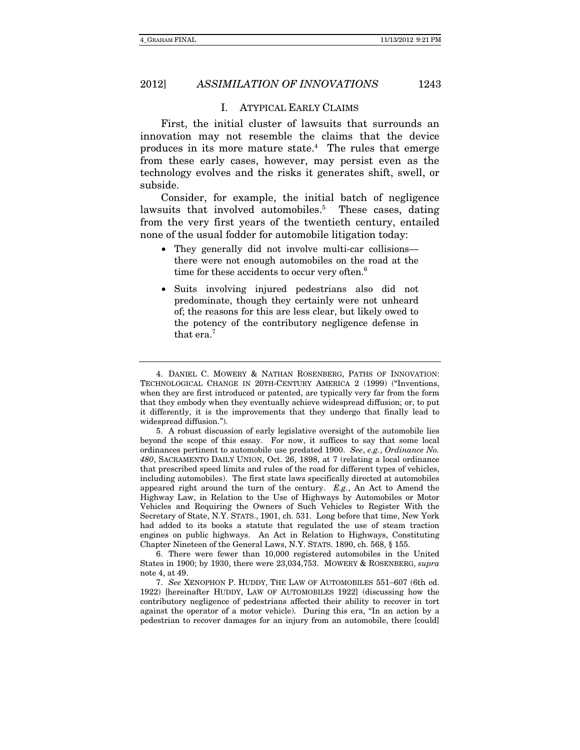## I. ATYPICAL EARLY CLAIMS

First, the initial cluster of lawsuits that surrounds an innovation may not resemble the claims that the device produces in its more mature state.[4] The rules that emerge from these early cases, however, may persist even as the technology evolves and the risks it generates shift, swell, or subside.

Consider, for example, the initial batch of negligence lawsuits that involved automobiles.[5] These cases, dating from the very first years of the twentieth century, entailed none of the usual fodder for automobile litigation today:

- They generally did not involve multi-car collisions—there were not enough automobiles on the road at the time for these accidents to occur very often.[6]

- Suits involving injured pedestrians also did not predominate, though they certainly were not unheard of; the reasons for this are less clear, but likely owed to the potency of the contributory negligence defense in that era.[7]

---

4. DANIEL C. MOWERY & NATHAN ROSENBERG, PATHS OF INNOVATION: TECHNOLOGICAL CHANGE IN 20TH-CENTURY AMERICA 2 (1999) ("Inventions, when they are first introduced or patented, are typically very far from the form that they embody when they eventually achieve widespread diffusion; or, to put it differently, it is the improvements that they undergo that finally lead to widespread diffusion.").

5. A robust discussion of early legislative oversight of the automobile lies beyond the scope of this essay. For now, it suffices to say that some local ordinances pertinent to automobile use predated 1900. *See, e.g.*, *Ordinance No. 480*, SACRAMENTO DAILY UNION, Oct. 26, 1898, at 7 (relating a local ordinance that prescribed speed limits and rules of the road for different types of vehicles, including automobiles). The first state laws specifically directed at automobiles appeared right around the turn of the century. *E.g.*, An Act to Amend the Highway Law, in Relation to the Use of Highways by Automobiles or Motor Vehicles and Requiring the Owners of Such Vehicles to Register With the Secretary of State, N.Y. STATS., 1901, ch. 531. Long before that time, New York had added to its books a statute that regulated the use of steam traction engines on public highways. An Act in Relation to Highways, Constituting Chapter Nineteen of the General Laws, N.Y. STATS. 1890, ch. 568, § 155.

6. There were fewer than 10,000 registered automobiles in the United States in 1900; by 1930, there were 23,034,753. MOWERY & ROSENBERG, *supra* note 4, at 49.

7. *See* XENOPHON P. HUDDY, THE LAW OF AUTOMOBILES 551–607 (6th ed. 1922) [hereinafter HUDDY, LAW OF AUTOMOBILES 1922] (discussing how the contributory negligence of pedestrians affected their ability to recover in tort against the operator of a motor vehicle). During this era, "In an action by a pedestrian to recover damages for an injury from an automobile, there [could]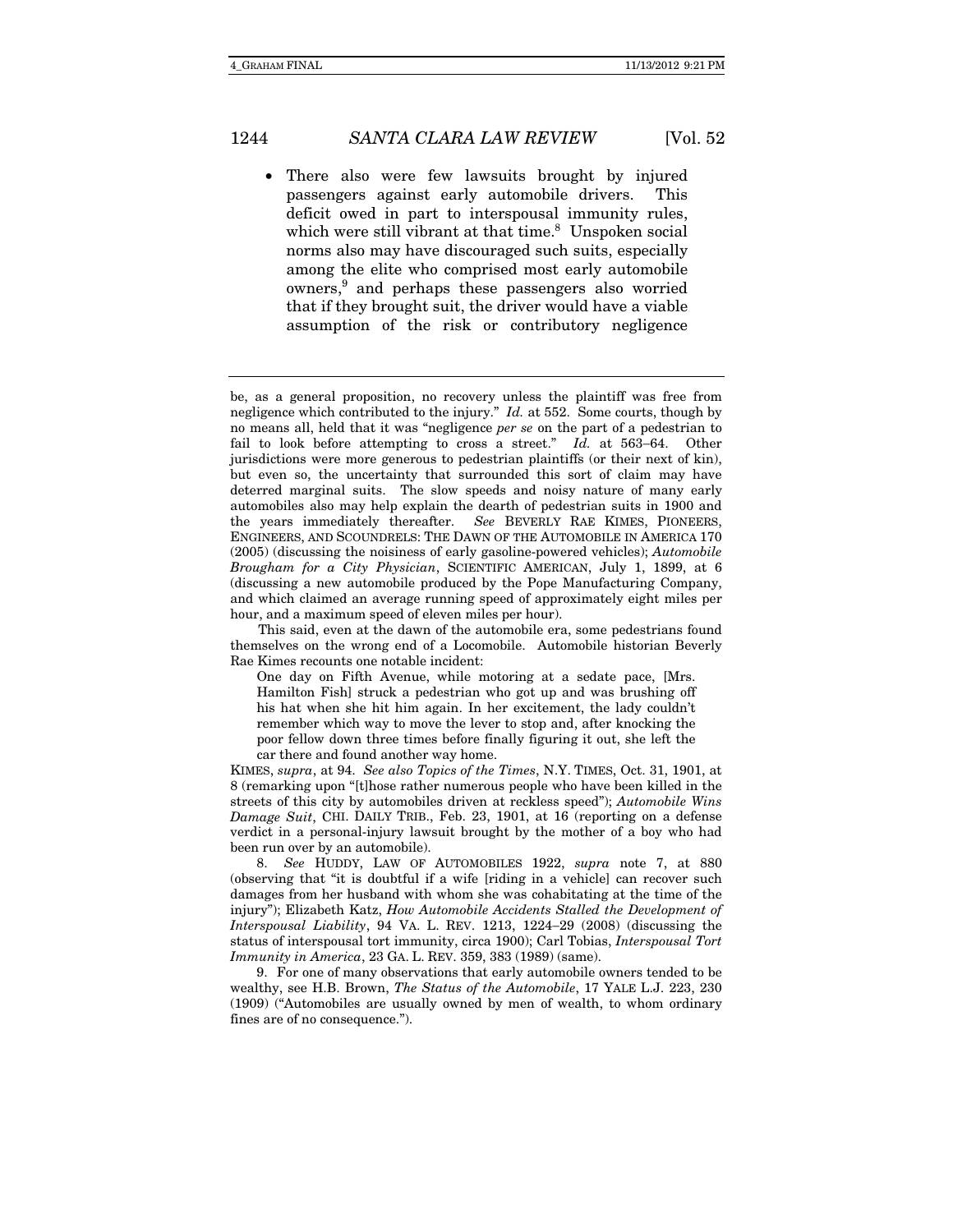- There also were few lawsuits brought by injured passengers against early automobile drivers. This deficit owed in part to interspousal immunity rules, which were still vibrant at that time.[8] Unspoken social norms also may have discouraged such suits, especially among the elite who comprised most early automobile owners,[9] and perhaps these passengers also worried that if they brought suit, the driver would have a viable assumption of the risk or contributory negligence

---

be, as a general proposition, no recovery unless the plaintiff was free from negligence which contributed to the injury." *Id.* at 552. Some courts, though by no means all, held that it was "negligence *per se* on the part of a pedestrian to fail to look before attempting to cross a street." *Id.* at 563–64. Other jurisdictions were more generous to pedestrian plaintiffs (or their next of kin), but even so, the uncertainty that surrounded this sort of claim may have deterred marginal suits. The slow speeds and noisy nature of many early automobiles also may help explain the dearth of pedestrian suits in 1900 and the years immediately thereafter. *See* BEVERLY RAE KIMES, PIONEERS, ENGINEERS, AND SCOUNDRELS: THE DAWN OF THE AUTOMOBILE IN AMERICA 170 (2005) (discussing the noisiness of early gasoline-powered vehicles); *Automobile Brougham for a City Physician*, SCIENTIFIC AMERICAN, July 1, 1899, at 6 (discussing a new automobile produced by the Pope Manufacturing Company, and which claimed an average running speed of approximately eight miles per hour, and a maximum speed of eleven miles per hour).

This said, even at the dawn of the automobile era, some pedestrians found themselves on the wrong end of a Locomobile. Automobile historian Beverly Rae Kimes recounts one notable incident:

> One day on Fifth Avenue, while motoring at a sedate pace, [Mrs. Hamilton Fish] struck a pedestrian who got up and was brushing off his hat when she hit him again. In her excitement, the lady couldn't remember which way to move the lever to stop and, after knocking the poor fellow down three times before finally figuring it out, she left the car there and found another way home.

KIMES, *supra*, at 94. *See also Topics of the Times*, N.Y. TIMES, Oct. 31, 1901, at 8 (remarking upon "[t]hose rather numerous people who have been killed in the streets of this city by automobiles driven at reckless speed"); *Automobile Wins Damage Suit*, CHI. DAILY TRIB., Feb. 23, 1901, at 16 (reporting on a defense verdict in a personal-injury lawsuit brought by the mother of a boy who had been run over by an automobile).

8. *See* HUDDY, LAW OF AUTOMOBILES 1922, *supra* note 7, at 880 (observing that "it is doubtful if a wife [riding in a vehicle] can recover such damages from her husband with whom she was cohabitating at the time of the injury"); Elizabeth Katz, *How Automobile Accidents Stalled the Development of Interspousal Liability*, 94 VA. L. REV. 1213, 1224–29 (2008) (discussing the status of interspousal tort immunity, circa 1900); Carl Tobias, *Interspousal Tort Immunity in America*, 23 GA. L. REV. 359, 383 (1989) (same).

9. For one of many observations that early automobile owners tended to be wealthy, see H.B. Brown, *The Status of the Automobile*, 17 YALE L.J. 223, 230 (1909) ("Automobiles are usually owned by men of wealth, to whom ordinary fines are of no consequence.").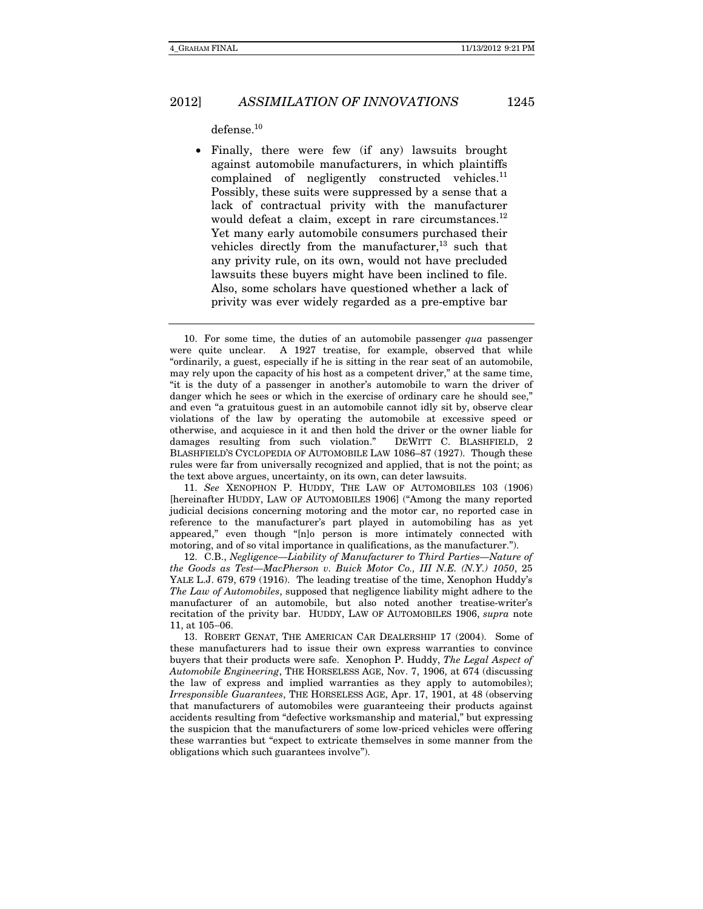defense.[10]

- Finally, there were few (if any) lawsuits brought against automobile manufacturers, in which plaintiffs complained of negligently constructed vehicles.[11] Possibly, these suits were suppressed by a sense that a lack of contractual privity with the manufacturer would defeat a claim, except in rare circumstances.[12] Yet many early automobile consumers purchased their vehicles directly from the manufacturer,[13] such that any privity rule, on its own, would not have precluded lawsuits these buyers might have been inclined to file. Also, some scholars have questioned whether a lack of privity was ever widely regarded as a pre-emptive bar

---

10. For some time, the duties of an automobile passenger *qua* passenger were quite unclear. A 1927 treatise, for example, observed that while "ordinarily, a guest, especially if he is sitting in the rear seat of an automobile, may rely upon the capacity of his host as a competent driver," at the same time, "it is the duty of a passenger in another's automobile to warn the driver of danger which he sees or which in the exercise of ordinary care he should see," and even "a gratuitous guest in an automobile cannot idly sit by, observe clear violations of the law by operating the automobile at excessive speed or otherwise, and acquiesce in it and then hold the driver or the owner liable for damages resulting from such violation." DEWITT C. BLASHFIELD, 2 BLASHFIELD'S CYCLOPEDIA OF AUTOMOBILE LAW 1086–87 (1927). Though these rules were far from universally recognized and applied, that is not the point; as the text above argues, uncertainty, on its own, can deter lawsuits.

11. *See* XENOPHON P. HUDDY, THE LAW OF AUTOMOBILES 103 (1906) [hereinafter HUDDY, LAW OF AUTOMOBILES 1906] ("Among the many reported judicial decisions concerning motoring and the motor car, no reported case in reference to the manufacturer's part played in automobiling has as yet appeared," even though "[n]o person is more intimately connected with motoring, and of so vital importance in qualifications, as the manufacturer.").

12. C.B., *Negligence—Liability of Manufacturer to Third Parties—Nature of the Goods as Test—MacPherson v. Buick Motor Co., III N.E. (N.Y.) 1050*, 25 YALE L.J. 679, 679 (1916). The leading treatise of the time, Xenophon Huddy's *The Law of Automobiles*, supposed that negligence liability might adhere to the manufacturer of an automobile, but also noted another treatise-writer's recitation of the privity bar. HUDDY, LAW OF AUTOMOBILES 1906, *supra* note 11, at 105–06.

13. ROBERT GENAT, THE AMERICAN CAR DEALERSHIP 17 (2004). Some of these manufacturers had to issue their own express warranties to convince buyers that their products were safe. Xenophon P. Huddy, *The Legal Aspect of Automobile Engineering*, THE HORSELESS AGE, Nov. 7, 1906, at 674 (discussing the law of express and implied warranties as they apply to automobiles); *Irresponsible Guarantees*, THE HORSELESS AGE, Apr. 17, 1901, at 48 (observing that manufacturers of automobiles were guaranteeing their products against accidents resulting from "defective worksmanship and material," but expressing the suspicion that the manufacturers of some low-priced vehicles were offering these warranties but "expect to extricate themselves in some manner from the obligations which such guarantees involve").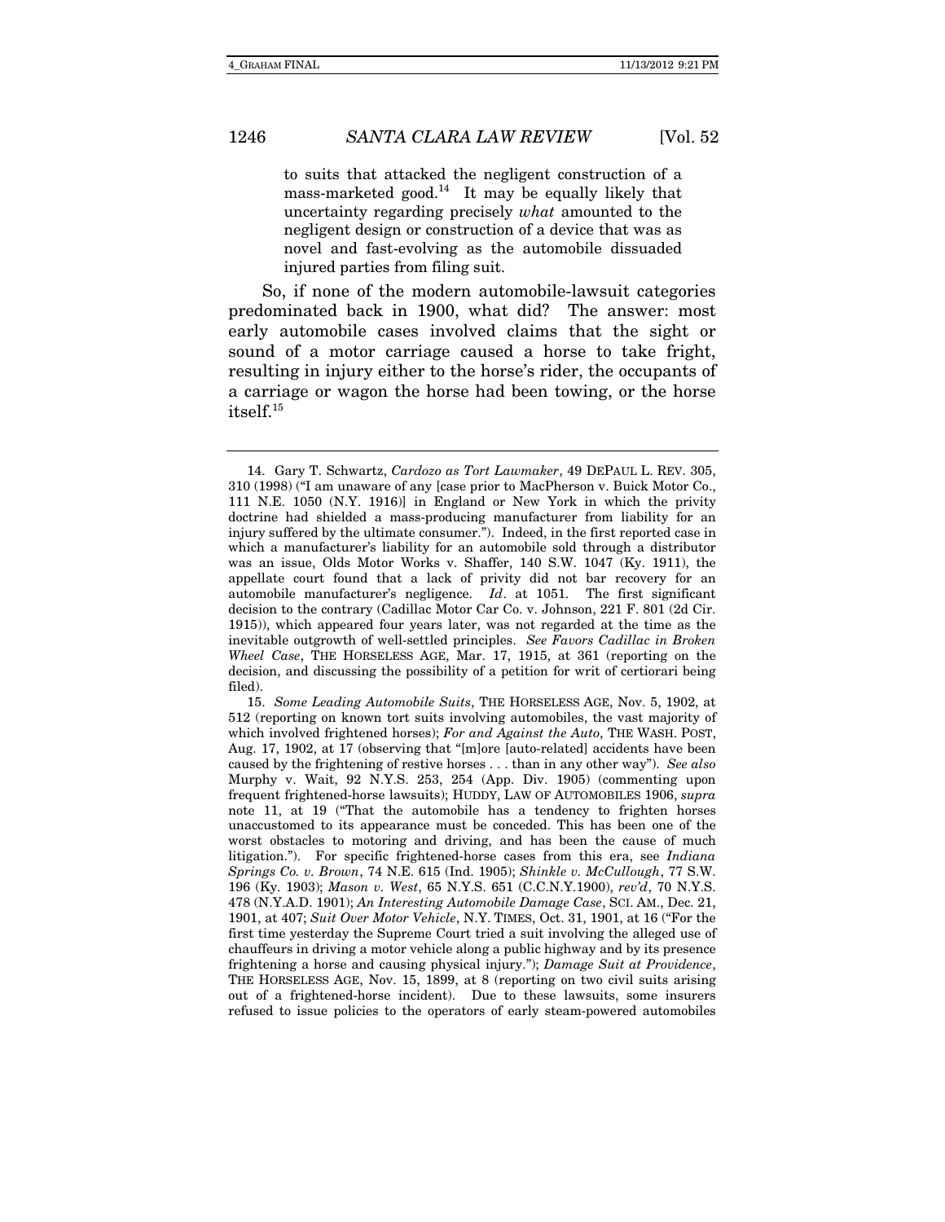to suits that attacked the negligent construction of a mass-marketed good.[14] It may be equally likely that uncertainty regarding precisely *what* amounted to the negligent design or construction of a device that was as novel and fast-evolving as the automobile dissuaded injured parties from filing suit.

So, if none of the modern automobile-lawsuit categories predominated back in 1900, what did? The answer: most early automobile cases involved claims that the sight or sound of a motor carriage caused a horse to take fright, resulting in injury either to the horse's rider, the occupants of a carriage or wagon the horse had been towing, or the horse itself.[15]

---

14. Gary T. Schwartz, *Cardozo as Tort Lawmaker*, 49 DEPAUL L. REV. 305, 310 (1998) ("I am unaware of any [case prior to MacPherson v. Buick Motor Co., 111 N.E. 1050 (N.Y. 1916)] in England or New York in which the privity doctrine had shielded a mass-producing manufacturer from liability for an injury suffered by the ultimate consumer."). Indeed, in the first reported case in which a manufacturer's liability for an automobile sold through a distributor was an issue, Olds Motor Works v. Shaffer, 140 S.W. 1047 (Ky. 1911), the appellate court found that a lack of privity did not bar recovery for an automobile manufacturer's negligence. *Id*. at 1051. The first significant decision to the contrary (Cadillac Motor Car Co. v. Johnson, 221 F. 801 (2d Cir. 1915)), which appeared four years later, was not regarded at the time as the inevitable outgrowth of well-settled principles. *See Favors Cadillac in Broken Wheel Case*, THE HORSELESS AGE, Mar. 17, 1915, at 361 (reporting on the decision, and discussing the possibility of a petition for writ of certiorari being filed).

15. *Some Leading Automobile Suits*, THE HORSELESS AGE, Nov. 5, 1902, at 512 (reporting on known tort suits involving automobiles, the vast majority of which involved frightened horses); *For and Against the Auto*, THE WASH. POST, Aug. 17, 1902, at 17 (observing that "[m]ore [auto-related] accidents have been caused by the frightening of restive horses . . . than in any other way"). *See also* Murphy v. Wait, 92 N.Y.S. 253, 254 (App. Div. 1905) (commenting upon frequent frightened-horse lawsuits); HUDDY, LAW OF AUTOMOBILES 1906, *supra* note 11, at 19 ("That the automobile has a tendency to frighten horses unaccustomed to its appearance must be conceded. This has been one of the worst obstacles to motoring and driving, and has been the cause of much litigation."). For specific frightened-horse cases from this era, see *Indiana Springs Co. v. Brown*, 74 N.E. 615 (Ind. 1905); *Shinkle v. McCullough*, 77 S.W. 196 (Ky. 1903); *Mason v. West*, 65 N.Y.S. 651 (C.C.N.Y.1900), *rev'd*, 70 N.Y.S. 478 (N.Y.A.D. 1901); *An Interesting Automobile Damage Case*, SCI. AM., Dec. 21, 1901, at 407; *Suit Over Motor Vehicle*, N.Y. TIMES, Oct. 31, 1901, at 16 ("For the first time yesterday the Supreme Court tried a suit involving the alleged use of chauffeurs in driving a motor vehicle along a public highway and by its presence frightening a horse and causing physical injury."); *Damage Suit at Providence*, THE HORSELESS AGE, Nov. 15, 1899, at 8 (reporting on two civil suits arising out of a frightened-horse incident). Due to these lawsuits, some insurers refused to issue policies to the operators of early steam-powered automobiles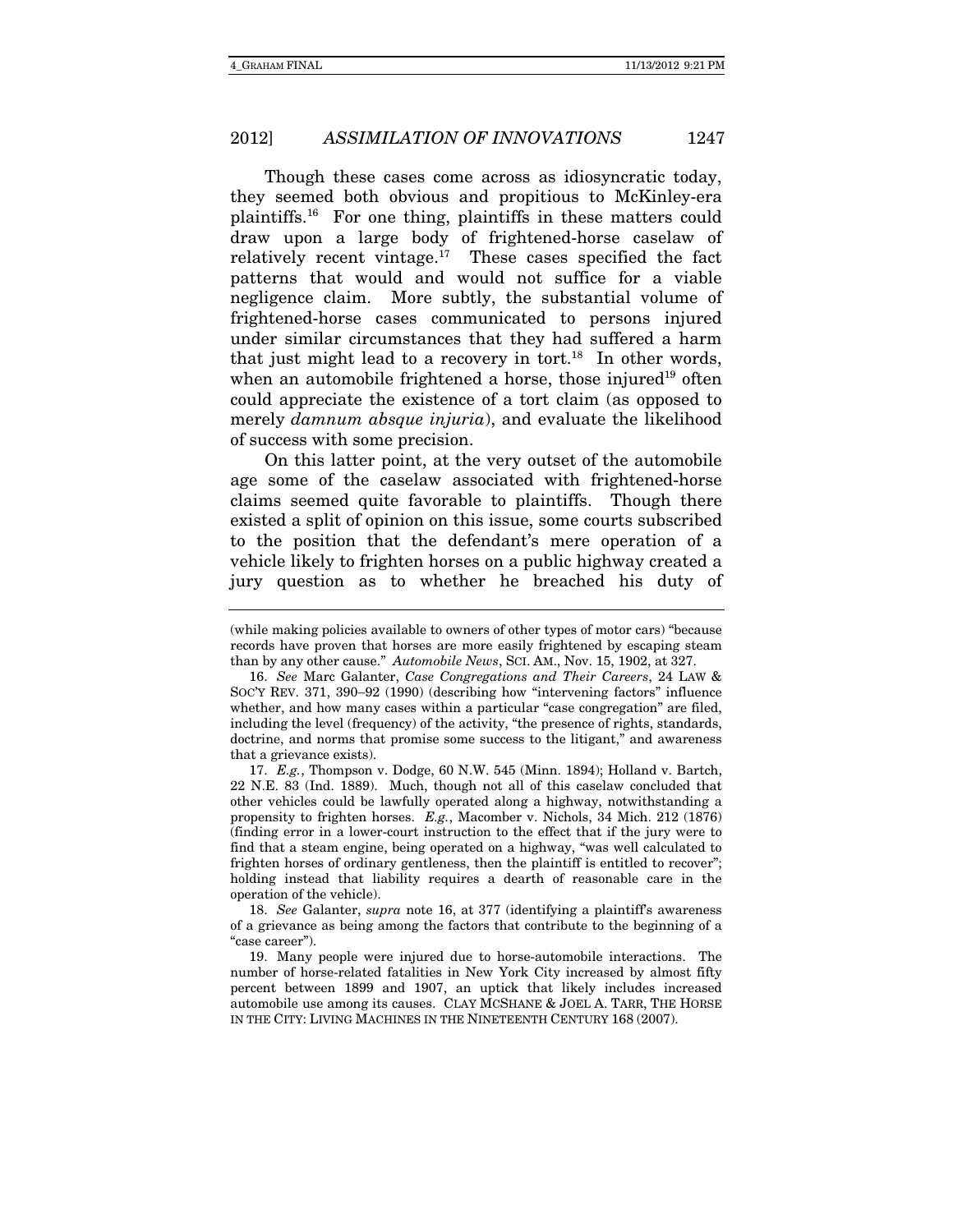Though these cases come across as idiosyncratic today, they seemed both obvious and propitious to McKinley-era plaintiffs.[16] For one thing, plaintiffs in these matters could draw upon a large body of frightened-horse caselaw of relatively recent vintage.[17] These cases specified the fact patterns that would and would not suffice for a viable negligence claim. More subtly, the substantial volume of frightened-horse cases communicated to persons injured under similar circumstances that they had suffered a harm that just might lead to a recovery in tort.[18] In other words, when an automobile frightened a horse, those injured[19] often could appreciate the existence of a tort claim (as opposed to merely *damnum absque injuria*), and evaluate the likelihood of success with some precision.

On this latter point, at the very outset of the automobile age some of the caselaw associated with frightened-horse claims seemed quite favorable to plaintiffs. Though there existed a split of opinion on this issue, some courts subscribed to the position that the defendant's mere operation of a vehicle likely to frighten horses on a public highway created a jury question as to whether he breached his duty of

---

(while making policies available to owners of other types of motor cars) "because records have proven that horses are more easily frightened by escaping steam than by any other cause." *Automobile News*, SCI. AM., Nov. 15, 1902, at 327.

16. *See* Marc Galanter, *Case Congregations and Their Careers*, 24 LAW & SOC'Y REV. 371, 390–92 (1990) (describing how "intervening factors" influence whether, and how many cases within a particular "case congregation" are filed, including the level (frequency) of the activity, "the presence of rights, standards, doctrine, and norms that promise some success to the litigant," and awareness that a grievance exists).

17. *E.g.*, Thompson v. Dodge, 60 N.W. 545 (Minn. 1894); Holland v. Bartch, 22 N.E. 83 (Ind. 1889). Much, though not all of this caselaw concluded that other vehicles could be lawfully operated along a highway, notwithstanding a propensity to frighten horses. *E.g.*, Macomber v. Nichols, 34 Mich. 212 (1876) (finding error in a lower-court instruction to the effect that if the jury were to find that a steam engine, being operated on a highway, "was well calculated to frighten horses of ordinary gentleness, then the plaintiff is entitled to recover"; holding instead that liability requires a dearth of reasonable care in the operation of the vehicle).

18. *See* Galanter, *supra* note 16, at 377 (identifying a plaintiff's awareness of a grievance as being among the factors that contribute to the beginning of a "case career").

19. Many people were injured due to horse-automobile interactions. The number of horse-related fatalities in New York City increased by almost fifty percent between 1899 and 1907, an uptick that likely includes increased automobile use among its causes. CLAY MCSHANE & JOEL A. TARR, THE HORSE IN THE CITY: LIVING MACHINES IN THE NINETEENTH CENTURY 168 (2007).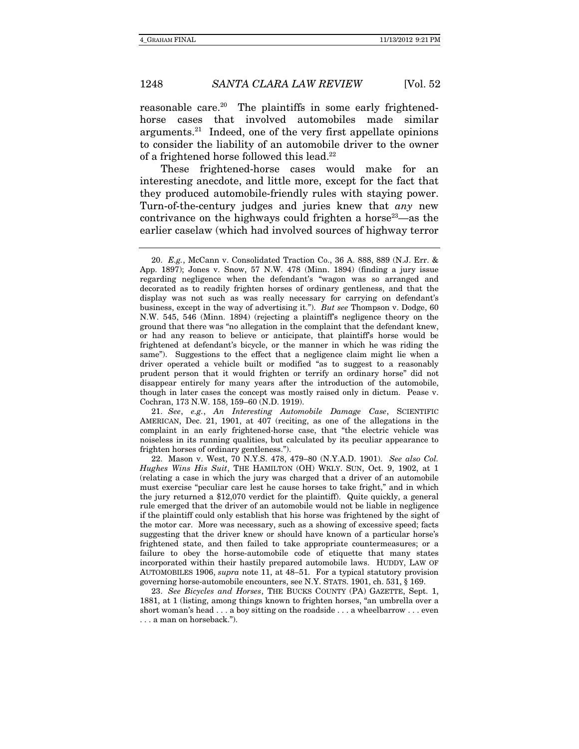reasonable care.[20] The plaintiffs in some early frightened-horse cases that involved automobiles made similar arguments.[21] Indeed, one of the very first appellate opinions to consider the liability of an automobile driver to the owner of a frightened horse followed this lead.[22]

These frightened-horse cases would make for an interesting anecdote, and little more, except for the fact that they produced automobile-friendly rules with staying power. Turn-of-the-century judges and juries knew that *any* new contrivance on the highways could frighten a horse[23]—as the earlier caselaw (which had involved sources of highway terror

---

20. *E.g.*, McCann v. Consolidated Traction Co., 36 A. 888, 889 (N.J. Err. & App. 1897); Jones v. Snow, 57 N.W. 478 (Minn. 1894) (finding a jury issue regarding negligence when the defendant's "wagon was so arranged and decorated as to readily frighten horses of ordinary gentleness, and that the display was not such as was really necessary for carrying on defendant's business, except in the way of advertising it."). *But see* Thompson v. Dodge, 60 N.W. 545, 546 (Minn. 1894) (rejecting a plaintiff's negligence theory on the ground that there was "no allegation in the complaint that the defendant knew, or had any reason to believe or anticipate, that plaintiff's horse would be frightened at defendant's bicycle, or the manner in which he was riding the same"). Suggestions to the effect that a negligence claim might lie when a driver operated a vehicle built or modified "as to suggest to a reasonably prudent person that it would frighten or terrify an ordinary horse" did not disappear entirely for many years after the introduction of the automobile, though in later cases the concept was mostly raised only in dictum. Pease v. Cochran, 173 N.W. 158, 159–60 (N.D. 1919).

21. *See, e.g.*, *An Interesting Automobile Damage Case*, SCIENTIFIC AMERICAN, Dec. 21, 1901, at 407 (reciting, as one of the allegations in the complaint in an early frightened-horse case, that "the electric vehicle was noiseless in its running qualities, but calculated by its peculiar appearance to frighten horses of ordinary gentleness.").

22. Mason v. West, 70 N.Y.S. 478, 479–80 (N.Y.A.D. 1901). *See also Col. Hughes Wins His Suit*, THE HAMILTON (OH) WKLY. SUN, Oct. 9, 1902, at 1 (relating a case in which the jury was charged that a driver of an automobile must exercise "peculiar care lest he cause horses to take fright," and in which the jury returned a $12,070 verdict for the plaintiff). Quite quickly, a general rule emerged that the driver of an automobile would not be liable in negligence if the plaintiff could only establish that his horse was frightened by the sight of the motor car. More was necessary, such as a showing of excessive speed; facts suggesting that the driver knew or should have known of a particular horse's frightened state, and then failed to take appropriate countermeasures; or a failure to obey the horse-automobile code of etiquette that many states incorporated within their hastily prepared automobile laws. HUDDY, LAW OF AUTOMOBILES 1906, *supra* note 11, at 48–51. For a typical statutory provision governing horse-automobile encounters, see N.Y. STATS. 1901, ch. 531, § 169.

23. *See Bicycles and Horses*, THE BUCKS COUNTY (PA) GAZETTE, Sept. 1, 1881, at 1 (listing, among things known to frighten horses, "an umbrella over a short woman's head . . . a boy sitting on the roadside . . . a wheelbarrow . . . even . . . a man on horseback.").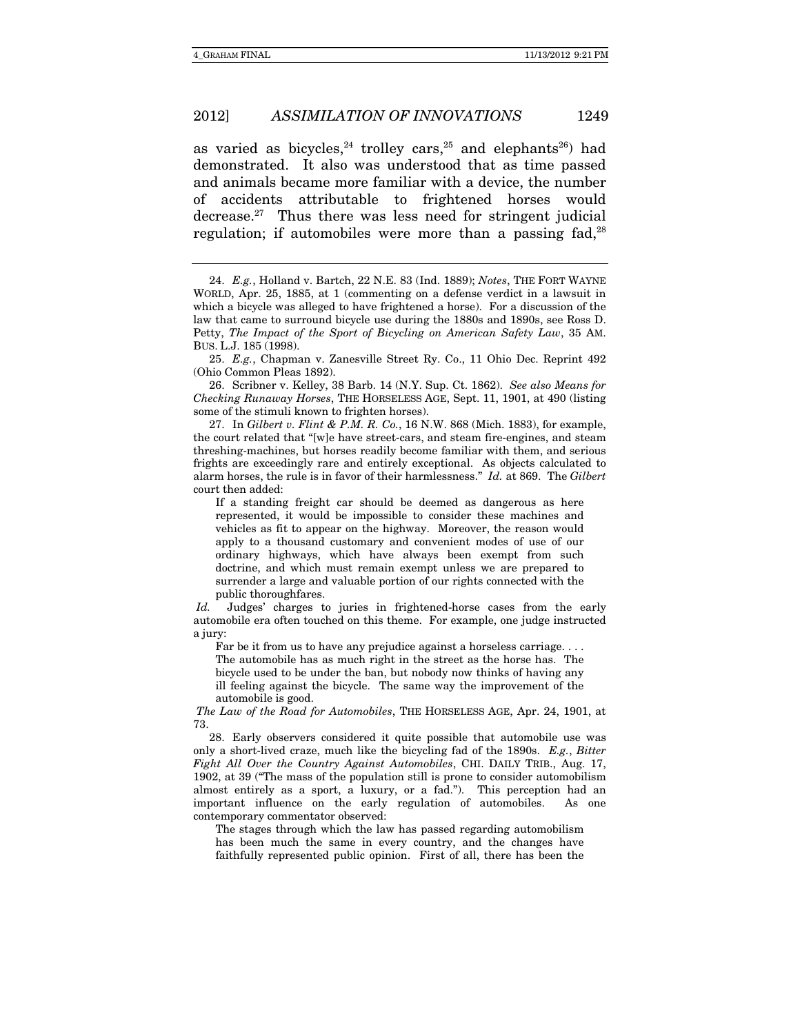as varied as bicycles,[24] trolley cars,[25] and elephants[26]) had demonstrated. It also was understood that as time passed and animals became more familiar with a device, the number of accidents attributable to frightened horses would decrease.[27] Thus there was less need for stringent judicial regulation; if automobiles were more than a passing fad,[28]

---

24. *E.g.*, Holland v. Bartch, 22 N.E. 83 (Ind. 1889); *Notes*, THE FORT WAYNE WORLD, Apr. 25, 1885, at 1 (commenting on a defense verdict in a lawsuit in which a bicycle was alleged to have frightened a horse). For a discussion of the law that came to surround bicycle use during the 1880s and 1890s, see Ross D. Petty, *The Impact of the Sport of Bicycling on American Safety Law*, 35 AM. BUS. L.J. 185 (1998).

25. *E.g.*, Chapman v. Zanesville Street Ry. Co., 11 Ohio Dec. Reprint 492 (Ohio Common Pleas 1892).

26. Scribner v. Kelley, 38 Barb. 14 (N.Y. Sup. Ct. 1862). *See also Means for Checking Runaway Horses*, THE HORSELESS AGE, Sept. 11, 1901, at 490 (listing some of the stimuli known to frighten horses).

27. In *Gilbert v. Flint & P.M. R. Co.*, 16 N.W. 868 (Mich. 1883), for example, the court related that "[w]e have street-cars, and steam fire-engines, and steam threshing-machines, but horses readily become familiar with them, and serious frights are exceedingly rare and entirely exceptional. As objects calculated to alarm horses, the rule is in favor of their harmlessness." *Id.* at 869. The *Gilbert* court then added:

> If a standing freight car should be deemed as dangerous as here represented, it would be impossible to consider these machines and vehicles as fit to appear on the highway. Moreover, the reason would apply to a thousand customary and convenient modes of use of our ordinary highways, which have always been exempt from such doctrine, and which must remain exempt unless we are prepared to surrender a large and valuable portion of our rights connected with the public thoroughfares.

*Id.* Judges' charges to juries in frightened-horse cases from the early automobile era often touched on this theme. For example, one judge instructed a jury:

> Far be it from us to have any prejudice against a horseless carriage. . . . The automobile has as much right in the street as the horse has. The bicycle used to be under the ban, but nobody now thinks of having any ill feeling against the bicycle. The same way the improvement of the automobile is good.

*The Law of the Road for Automobiles*, THE HORSELESS AGE, Apr. 24, 1901, at 73.

28. Early observers considered it quite possible that automobile use was only a short-lived craze, much like the bicycling fad of the 1890s. *E.g.*, *Bitter Fight All Over the Country Against Automobiles*, CHI. DAILY TRIB., Aug. 17, 1902, at 39 ("The mass of the population still is prone to consider automobilism almost entirely as a sport, a luxury, or a fad."). This perception had an important influence on the early regulation of automobiles. As one contemporary commentator observed:

> The stages through which the law has passed regarding automobilism has been much the same in every country, and the changes have faithfully represented public opinion. First of all, there has been the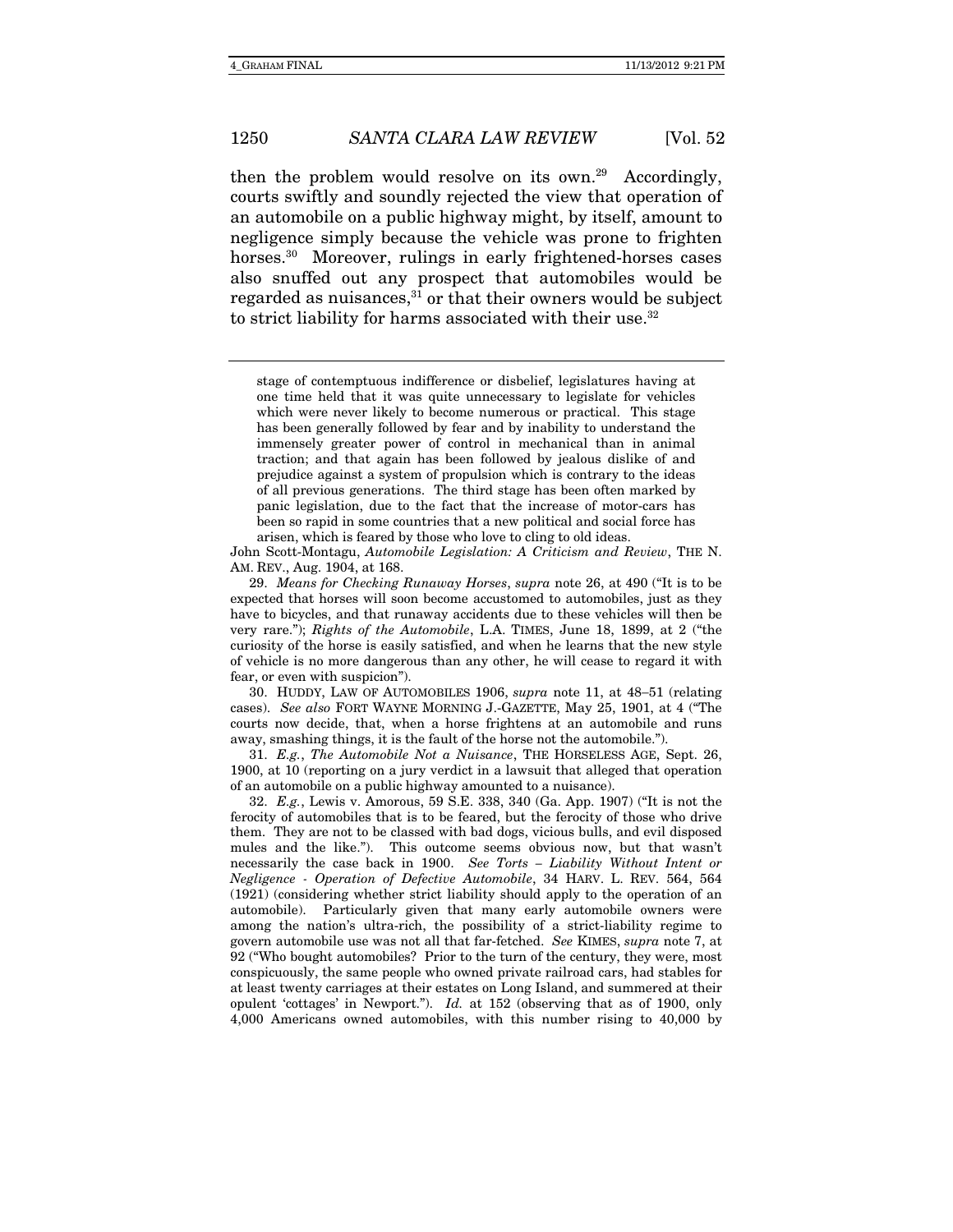then the problem would resolve on its own.[29] Accordingly, courts swiftly and soundly rejected the view that operation of an automobile on a public highway might, by itself, amount to negligence simply because the vehicle was prone to frighten horses.[30] Moreover, rulings in early frightened-horses cases also snuffed out any prospect that automobiles would be regarded as nuisances,[31] or that their owners would be subject to strict liability for harms associated with their use.[32]

---

> stage of contemptuous indifference or disbelief, legislatures having at one time held that it was quite unnecessary to legislate for vehicles which were never likely to become numerous or practical. This stage has been generally followed by fear and by inability to understand the immensely greater power of control in mechanical than in animal traction; and that again has been followed by jealous dislike of and prejudice against a system of propulsion which is contrary to the ideas of all previous generations. The third stage has been often marked by panic legislation, due to the fact that the increase of motor-cars has been so rapid in some countries that a new political and social force has arisen, which is feared by those who love to cling to old ideas.

John Scott-Montagu, *Automobile Legislation: A Criticism and Review*, THE N. AM. REV., Aug. 1904, at 168.

29. *Means for Checking Runaway Horses*, *supra* note 26, at 490 ("It is to be expected that horses will soon become accustomed to automobiles, just as they have to bicycles, and that runaway accidents due to these vehicles will then be very rare."); *Rights of the Automobile*, L.A. TIMES, June 18, 1899, at 2 ("the curiosity of the horse is easily satisfied, and when he learns that the new style of vehicle is no more dangerous than any other, he will cease to regard it with fear, or even with suspicion").

30. HUDDY, LAW OF AUTOMOBILES 1906, *supra* note 11, at 48–51 (relating cases). *See also* FORT WAYNE MORNING J.-GAZETTE, May 25, 1901, at 4 ("The courts now decide, that, when a horse frightens at an automobile and runs away, smashing things, it is the fault of the horse not the automobile.").

31. *E.g.*, *The Automobile Not a Nuisance*, THE HORSELESS AGE, Sept. 26, 1900, at 10 (reporting on a jury verdict in a lawsuit that alleged that operation of an automobile on a public highway amounted to a nuisance).

32. *E.g.*, Lewis v. Amorous, 59 S.E. 338, 340 (Ga. App. 1907) ("It is not the ferocity of automobiles that is to be feared, but the ferocity of those who drive them. They are not to be classed with bad dogs, vicious bulls, and evil disposed mules and the like."). This outcome seems obvious now, but that wasn't necessarily the case back in 1900. *See Torts – Liability Without Intent or Negligence - Operation of Defective Automobile*, 34 HARV. L. REV. 564, 564 (1921) (considering whether strict liability should apply to the operation of an automobile). Particularly given that many early automobile owners were among the nation's ultra-rich, the possibility of a strict-liability regime to govern automobile use was not all that far-fetched. *See* KIMES, *supra* note 7, at 92 ("Who bought automobiles? Prior to the turn of the century, they were, most conspicuously, the same people who owned private railroad cars, had stables for at least twenty carriages at their estates on Long Island, and summered at their opulent 'cottages' in Newport."). *Id.* at 152 (observing that as of 1900, only 4,000 Americans owned automobiles, with this number rising to 40,000 by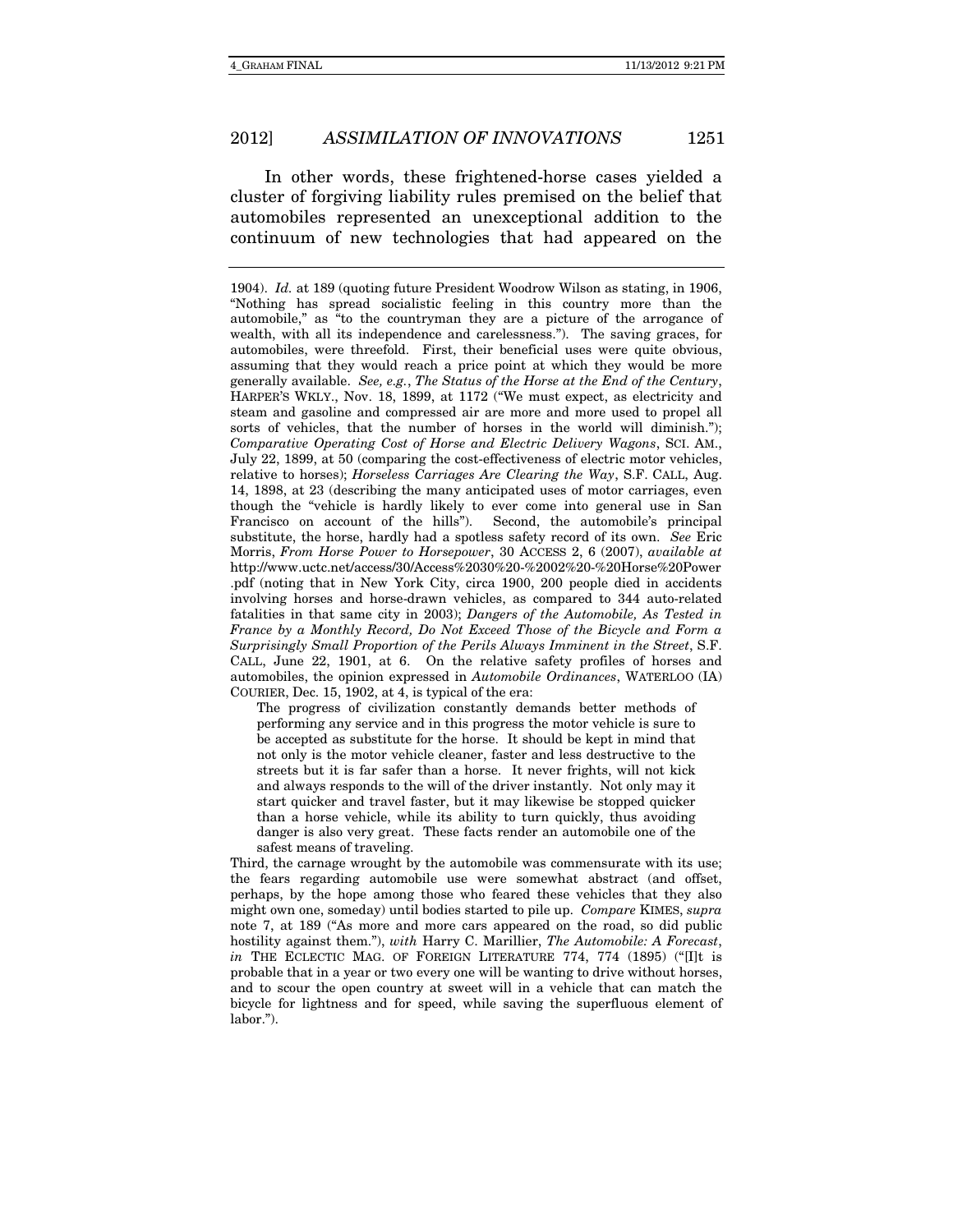In other words, these frightened-horse cases yielded a cluster of forgiving liability rules premised on the belief that automobiles represented an unexceptional addition to the continuum of new technologies that had appeared on the

---

1904). *Id.* at 189 (quoting future President Woodrow Wilson as stating, in 1906, "Nothing has spread socialistic feeling in this country more than the automobile," as "to the countryman they are a picture of the arrogance of wealth, with all its independence and carelessness."). The saving graces, for automobiles, were threefold. First, their beneficial uses were quite obvious, assuming that they would reach a price point at which they would be more generally available. *See, e.g.*, *The Status of the Horse at the End of the Century*, HARPER'S WKLY., Nov. 18, 1899, at 1172 ("We must expect, as electricity and steam and gasoline and compressed air are more and more used to propel all sorts of vehicles, that the number of horses in the world will diminish."); *Comparative Operating Cost of Horse and Electric Delivery Wagons*, SCI. AM., July 22, 1899, at 50 (comparing the cost-effectiveness of electric motor vehicles, relative to horses); *Horseless Carriages Are Clearing the Way*, S.F. CALL, Aug. 14, 1898, at 23 (describing the many anticipated uses of motor carriages, even though the "vehicle is hardly likely to ever come into general use in San Francisco on account of the hills"). Second, the automobile's principal substitute, the horse, hardly had a spotless safety record of its own. *See* Eric Morris, *From Horse Power to Horsepower*, 30 ACCESS 2, 6 (2007), *available at* http://www.uctc.net/access/30/Access%2030%20-%2002%20-%20Horse%20Power.pdf (noting that in New York City, circa 1900, 200 people died in accidents involving horses and horse-drawn vehicles, as compared to 344 auto-related fatalities in that same city in 2003); *Dangers of the Automobile, As Tested in France by a Monthly Record, Do Not Exceed Those of the Bicycle and Form a Surprisingly Small Proportion of the Perils Always Imminent in the Street*, S.F. CALL, June 22, 1901, at 6. On the relative safety profiles of horses and automobiles, the opinion expressed in *Automobile Ordinances*, WATERLOO (IA) COURIER, Dec. 15, 1902, at 4, is typical of the era:

> The progress of civilization constantly demands better methods of performing any service and in this progress the motor vehicle is sure to be accepted as substitute for the horse. It should be kept in mind that not only is the motor vehicle cleaner, faster and less destructive to the streets but it is far safer than a horse. It never frights, will not kick and always responds to the will of the driver instantly. Not only may it start quicker and travel faster, but it may likewise be stopped quicker than a horse vehicle, while its ability to turn quickly, thus avoiding danger is also very great. These facts render an automobile one of the safest means of traveling.

Third, the carnage wrought by the automobile was commensurate with its use; the fears regarding automobile use were somewhat abstract (and offset, perhaps, by the hope among those who feared these vehicles that they also might own one, someday) until bodies started to pile up. *Compare* KIMES, *supra* note 7, at 189 ("As more and more cars appeared on the road, so did public hostility against them."), *with* Harry C. Marillier, *The Automobile: A Forecast*, *in* THE ECLECTIC MAG. OF FOREIGN LITERATURE 774, 774 (1895) ("[I]t is probable that in a year or two every one will be wanting to drive without horses, and to scour the open country at sweet will in a vehicle that can match the bicycle for lightness and for speed, while saving the superfluous element of labor.").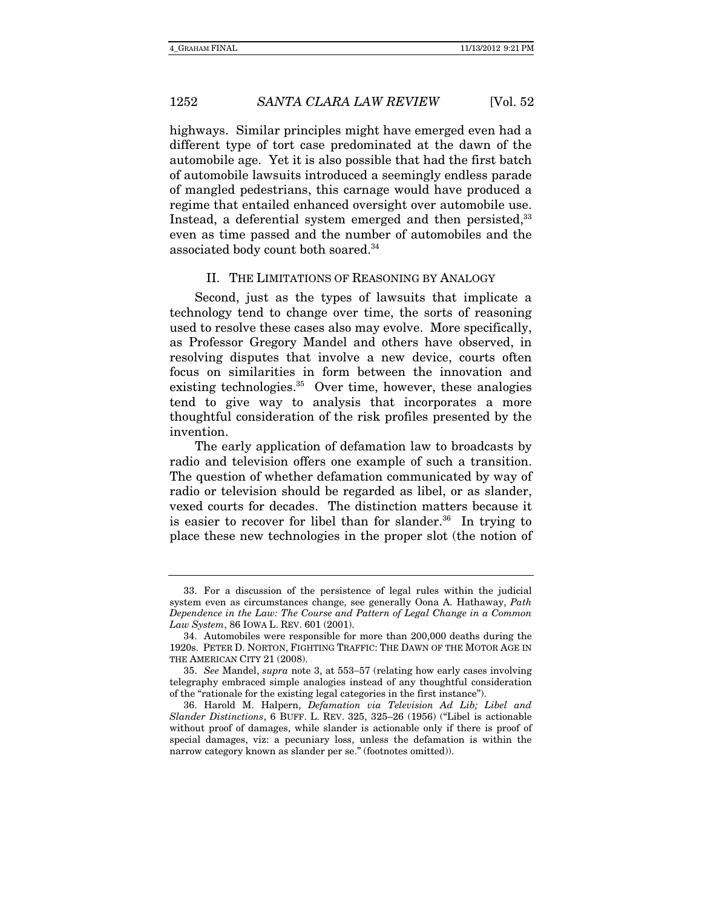highways. Similar principles might have emerged even had a different type of tort case predominated at the dawn of the automobile age. Yet it is also possible that had the first batch of automobile lawsuits introduced a seemingly endless parade of mangled pedestrians, this carnage would have produced a regime that entailed enhanced oversight over automobile use. Instead, a deferential system emerged and then persisted,[33] even as time passed and the number of automobiles and the associated body count both soared.[34]

## II. THE LIMITATIONS OF REASONING BY ANALOGY

Second, just as the types of lawsuits that implicate a technology tend to change over time, the sorts of reasoning used to resolve these cases also may evolve. More specifically, as Professor Gregory Mandel and others have observed, in resolving disputes that involve a new device, courts often focus on similarities in form between the innovation and existing technologies.[35] Over time, however, these analogies tend to give way to analysis that incorporates a more thoughtful consideration of the risk profiles presented by the invention.

The early application of defamation law to broadcasts by radio and television offers one example of such a transition. The question of whether defamation communicated by way of radio or television should be regarded as libel, or as slander, vexed courts for decades. The distinction matters because it is easier to recover for libel than for slander.[36] In trying to place these new technologies in the proper slot (the notion of

---

33. For a discussion of the persistence of legal rules within the judicial system even as circumstances change, see generally Oona A. Hathaway, *Path Dependence in the Law: The Course and Pattern of Legal Change in a Common Law System*, 86 IOWA L. REV. 601 (2001).

34. Automobiles were responsible for more than 200,000 deaths during the 1920s. PETER D. NORTON, FIGHTING TRAFFIC: THE DAWN OF THE MOTOR AGE IN THE AMERICAN CITY 21 (2008).

35. *See* Mandel, *supra* note 3, at 553–57 (relating how early cases involving telegraphy embraced simple analogies instead of any thoughtful consideration of the "rationale for the existing legal categories in the first instance").

36. Harold M. Halpern, *Defamation via Television Ad Lib; Libel and Slander Distinctions*, 6 BUFF. L. REV. 325, 325–26 (1956) ("Libel is actionable without proof of damages, while slander is actionable only if there is proof of special damages, viz: a pecuniary loss, unless the defamation is within the narrow category known as slander per se." (footnotes omitted)).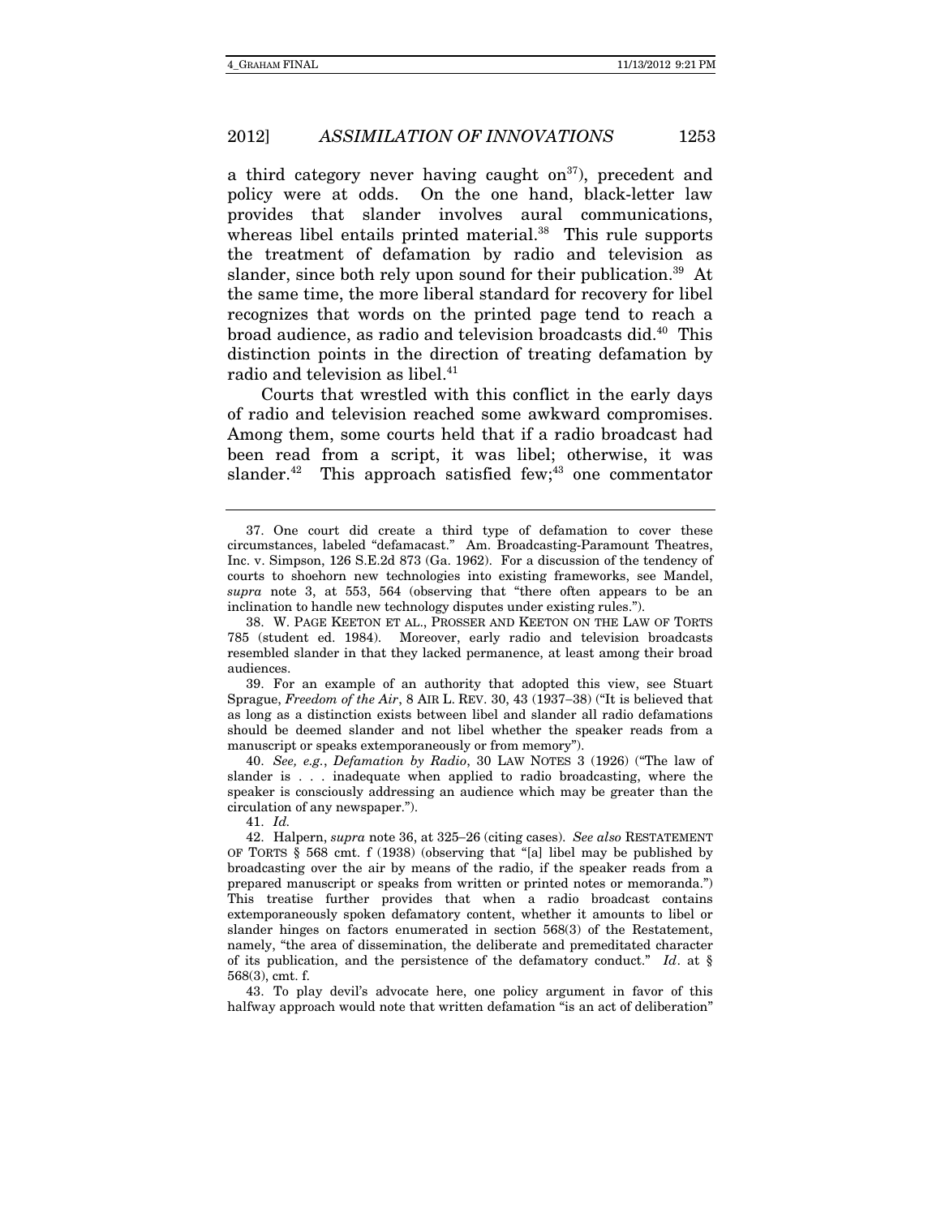a third category never having caught on[37]), precedent and policy were at odds. On the one hand, black-letter law provides that slander involves aural communications, whereas libel entails printed material.[38] This rule supports the treatment of defamation by radio and television as slander, since both rely upon sound for their publication.[39] At the same time, the more liberal standard for recovery for libel recognizes that words on the printed page tend to reach a broad audience, as radio and television broadcasts did.[40] This distinction points in the direction of treating defamation by radio and television as libel.[41]

Courts that wrestled with this conflict in the early days of radio and television reached some awkward compromises. Among them, some courts held that if a radio broadcast had been read from a script, it was libel; otherwise, it was slander.[42] This approach satisfied few;[43] one commentator

---

37. One court did create a third type of defamation to cover these circumstances, labeled "defamacast." Am. Broadcasting-Paramount Theatres, Inc. v. Simpson, 126 S.E.2d 873 (Ga. 1962). For a discussion of the tendency of courts to shoehorn new technologies into existing frameworks, see Mandel, *supra* note 3, at 553, 564 (observing that "there often appears to be an inclination to handle new technology disputes under existing rules.").

38. W. PAGE KEETON ET AL., PROSSER AND KEETON ON THE LAW OF TORTS 785 (student ed. 1984). Moreover, early radio and television broadcasts resembled slander in that they lacked permanence, at least among their broad audiences.

39. For an example of an authority that adopted this view, see Stuart Sprague, *Freedom of the Air*, 8 AIR L. REV. 30, 43 (1937–38) ("It is believed that as long as a distinction exists between libel and slander all radio defamations should be deemed slander and not libel whether the speaker reads from a manuscript or speaks extemporaneously or from memory").

40. *See, e.g.*, *Defamation by Radio*, 30 LAW NOTES 3 (1926) ("The law of slander is . . . inadequate when applied to radio broadcasting, where the speaker is consciously addressing an audience which may be greater than the circulation of any newspaper.").

41. *Id.*

42. Halpern, *supra* note 36, at 325–26 (citing cases). *See also* RESTATEMENT OF TORTS § 568 cmt. f (1938) (observing that "[a] libel may be published by broadcasting over the air by means of the radio, if the speaker reads from a prepared manuscript or speaks from written or printed notes or memoranda.") This treatise further provides that when a radio broadcast contains extemporaneously spoken defamatory content, whether it amounts to libel or slander hinges on factors enumerated in section 568(3) of the Restatement, namely, "the area of dissemination, the deliberate and premeditated character of its publication, and the persistence of the defamatory conduct." *Id*. at § 568(3), cmt. f.

43. To play devil's advocate here, one policy argument in favor of this halfway approach would note that written defamation "is an act of deliberation"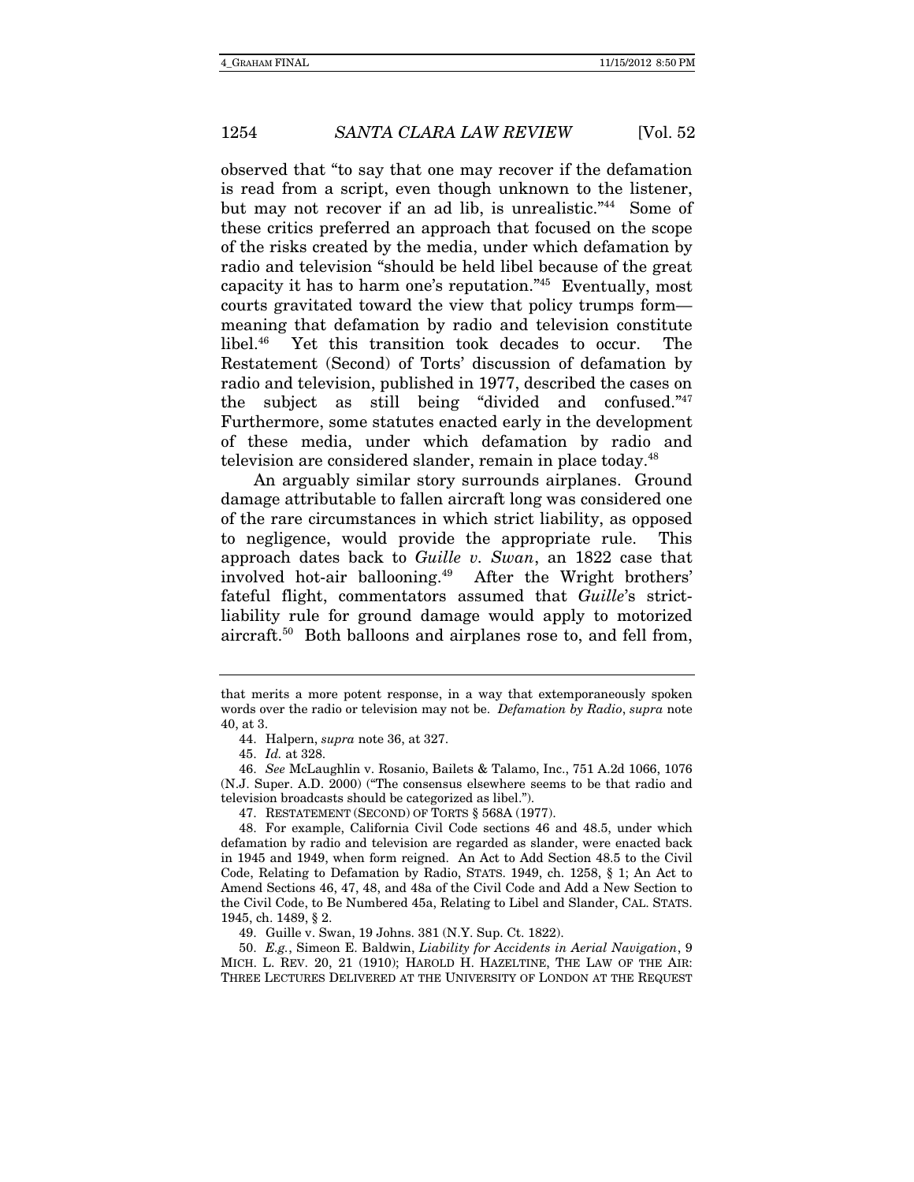observed that "to say that one may recover if the defamation is read from a script, even though unknown to the listener, but may not recover if an ad lib, is unrealistic."[44] Some of these critics preferred an approach that focused on the scope of the risks created by the media, under which defamation by radio and television "should be held libel because of the great capacity it has to harm one's reputation."[45] Eventually, most courts gravitated toward the view that policy trumps form—meaning that defamation by radio and television constitute libel.[46] Yet this transition took decades to occur. The Restatement (Second) of Torts' discussion of defamation by radio and television, published in 1977, described the cases on the subject as still being "divided and confused."[47] Furthermore, some statutes enacted early in the development of these media, under which defamation by radio and television are considered slander, remain in place today.[48]

An arguably similar story surrounds airplanes. Ground damage attributable to fallen aircraft long was considered one of the rare circumstances in which strict liability, as opposed to negligence, would provide the appropriate rule. This approach dates back to *Guille v. Swan*, an 1822 case that involved hot-air ballooning.[49] After the Wright brothers' fateful flight, commentators assumed that *Guille*'s strict-liability rule for ground damage would apply to motorized aircraft.[50] Both balloons and airplanes rose to, and fell from,

---

that merits a more potent response, in a way that extemporaneously spoken words over the radio or television may not be. *Defamation by Radio*, *supra* note 40, at 3.

44. Halpern, *supra* note 36, at 327.

45. *Id.* at 328.

46. *See* McLaughlin v. Rosanio, Bailets & Talamo, Inc., 751 A.2d 1066, 1076 (N.J. Super. A.D. 2000) ("The consensus elsewhere seems to be that radio and television broadcasts should be categorized as libel.").

47. RESTATEMENT (SECOND) OF TORTS § 568A (1977).

48. For example, California Civil Code sections 46 and 48.5, under which defamation by radio and television are regarded as slander, were enacted back in 1945 and 1949, when form reigned. An Act to Add Section 48.5 to the Civil Code, Relating to Defamation by Radio, STATS. 1949, ch. 1258, § 1; An Act to Amend Sections 46, 47, 48, and 48a of the Civil Code and Add a New Section to the Civil Code, to Be Numbered 45a, Relating to Libel and Slander, CAL. STATS. 1945, ch. 1489, § 2.

49. Guille v. Swan, 19 Johns. 381 (N.Y. Sup. Ct. 1822).

50. *E.g.*, Simeon E. Baldwin, *Liability for Accidents in Aerial Navigation*, 9 MICH. L. REV. 20, 21 (1910); HAROLD H. HAZELTINE, THE LAW OF THE AIR: THREE LECTURES DELIVERED AT THE UNIVERSITY OF LONDON AT THE REQUEST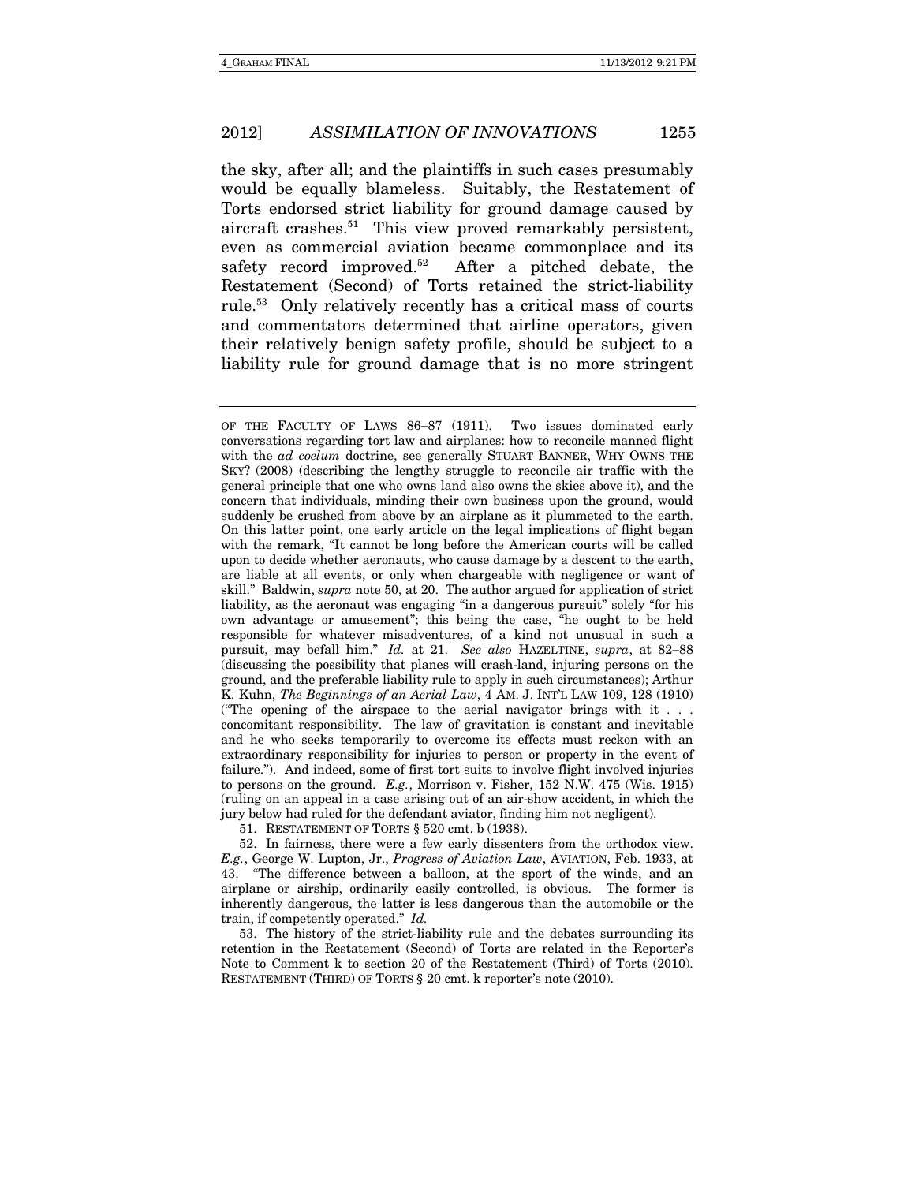the sky, after all; and the plaintiffs in such cases presumably would be equally blameless. Suitably, the Restatement of Torts endorsed strict liability for ground damage caused by aircraft crashes.[51] This view proved remarkably persistent, even as commercial aviation became commonplace and its safety record improved.[52] After a pitched debate, the Restatement (Second) of Torts retained the strict-liability rule.[53] Only relatively recently has a critical mass of courts and commentators determined that airline operators, given their relatively benign safety profile, should be subject to a liability rule for ground damage that is no more stringent

---

OF THE FACULTY OF LAWS 86–87 (1911). Two issues dominated early conversations regarding tort law and airplanes: how to reconcile manned flight with the *ad coelum* doctrine, see generally STUART BANNER, WHO OWNS THE SKY? (2008) (describing the lengthy struggle to reconcile air traffic with the general principle that one who owns land also owns the skies above it), and the concern that individuals, minding their own business upon the ground, would suddenly be crushed from above by an airplane as it plummeted to the earth. On this latter point, one early article on the legal implications of flight began with the remark, "It cannot be long before the American courts will be called upon to decide whether aeronauts, who cause damage by a descent to the earth, are liable at all events, or only when chargeable with negligence or want of skill." Baldwin, *supra* note 50, at 20. The author argued for application of strict liability, as the aeronaut was engaging "in a dangerous pursuit" solely "for his own advantage or amusement"; this being the case, "he ought to be held responsible for whatever misadventures, of a kind not unusual in such a pursuit, may befall him." *Id.* at 21. *See also* HAZELTINE, *supra*, at 82–88 (discussing the possibility that planes will crash-land, injuring persons on the ground, and the preferable liability rule to apply in such circumstances); Arthur K. Kuhn, *The Beginnings of an Aerial Law*, 4 AM. J. INT'L LAW 109, 128 (1910) ("The opening of the airspace to the aerial navigator brings with it . . . concomitant responsibility. The law of gravitation is constant and inevitable and he who seeks temporarily to overcome its effects must reckon with an extraordinary responsibility for injuries to person or property in the event of failure."). And indeed, some of first tort suits to involve flight involved injuries to persons on the ground. *E.g.*, Morrison v. Fisher, 152 N.W. 475 (Wis. 1915) (ruling on an appeal in a case arising out of an air-show accident, in which the jury below had ruled for the defendant aviator, finding him not negligent).

51. RESTATEMENT OF TORTS § 520 cmt. b (1938).

52. In fairness, there were a few early dissenters from the orthodox view. *E.g.*, George W. Lupton, Jr., *Progress of Aviation Law*, AVIATION, Feb. 1933, at 43. "The difference between a balloon, at the sport of the winds, and an airplane or airship, ordinarily easily controlled, is obvious. The former is inherently dangerous, the latter is less dangerous than the automobile or the train, if competently operated." *Id.*

53. The history of the strict-liability rule and the debates surrounding its retention in the Restatement (Second) of Torts are related in the Reporter's Note to Comment k to section 20 of the Restatement (Third) of Torts (2010). RESTATEMENT (THIRD) OF TORTS § 20 cmt. k reporter's note (2010).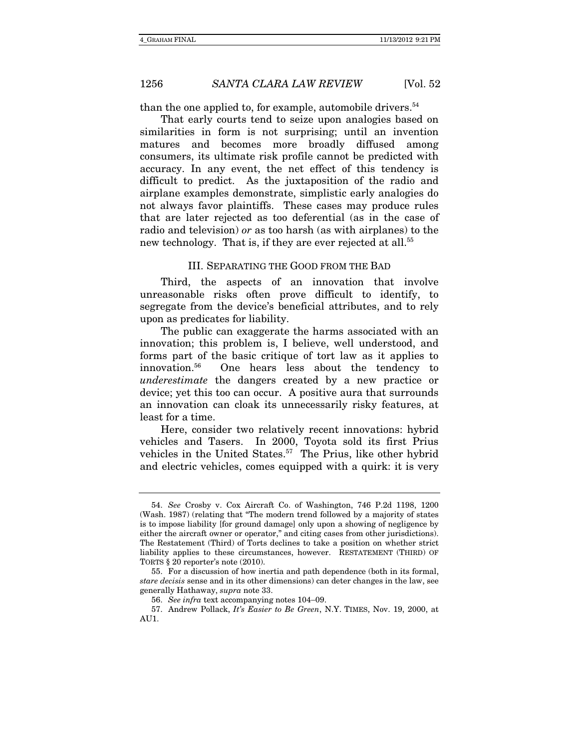than the one applied to, for example, automobile drivers.[54]

That early courts tend to seize upon analogies based on similarities in form is not surprising; until an invention matures and becomes more broadly diffused among consumers, its ultimate risk profile cannot be predicted with accuracy. In any event, the net effect of this tendency is difficult to predict. As the juxtaposition of the radio and airplane examples demonstrate, simplistic early analogies do not always favor plaintiffs. These cases may produce rules that are later rejected as too deferential (as in the case of radio and television) *or* as too harsh (as with airplanes) to the new technology. That is, if they are ever rejected at all.[55]

## III. SEPARATING THE GOOD FROM THE BAD

Third, the aspects of an innovation that involve unreasonable risks often prove difficult to identify, to segregate from the device's beneficial attributes, and to rely upon as predicates for liability.

The public can exaggerate the harms associated with an innovation; this problem is, I believe, well understood, and forms part of the basic critique of tort law as it applies to innovation.[56] One hears less about the tendency to *underestimate* the dangers created by a new practice or device; yet this too can occur. A positive aura that surrounds an innovation can cloak its unnecessarily risky features, at least for a time.

Here, consider two relatively recent innovations: hybrid vehicles and Tasers. In 2000, Toyota sold its first Prius vehicles in the United States.[57] The Prius, like other hybrid and electric vehicles, comes equipped with a quirk: it is very

---

54. *See* Crosby v. Cox Aircraft Co. of Washington, 746 P.2d 1198, 1200 (Wash. 1987) (relating that "The modern trend followed by a majority of states is to impose liability [for ground damage] only upon a showing of negligence by either the aircraft owner or operator," and citing cases from other jurisdictions). The Restatement (Third) of Torts declines to take a position on whether strict liability applies to these circumstances, however. RESTATEMENT (THIRD) OF TORTS § 20 reporter's note (2010).

55. For a discussion of how inertia and path dependence (both in its formal, *stare decisis* sense and in its other dimensions) can deter changes in the law, see generally Hathaway, *supra* note 33.

56. *See infra* text accompanying notes 104–09.

57. Andrew Pollack, *It's Easier to Be Green*, N.Y. TIMES, Nov. 19, 2000, at AU1.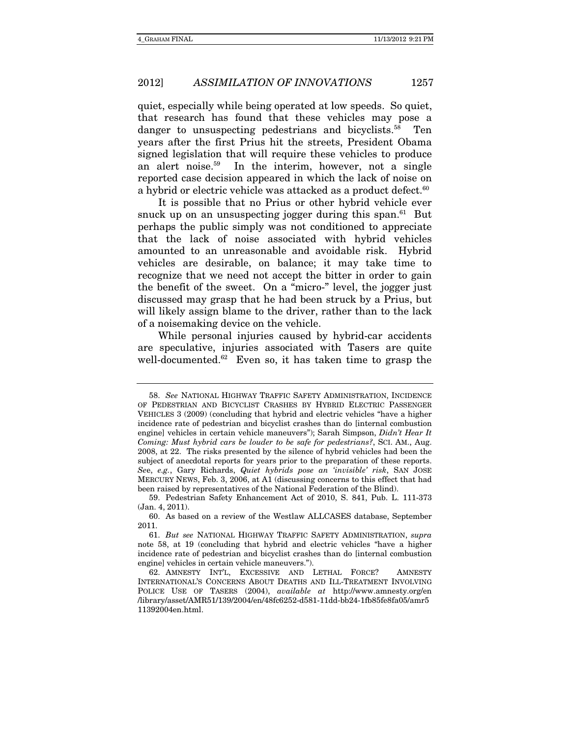quiet, especially while being operated at low speeds. So quiet, that research has found that these vehicles may pose a danger to unsuspecting pedestrians and bicyclists.[58] Ten years after the first Prius hit the streets, President Obama signed legislation that will require these vehicles to produce an alert noise.[59] In the interim, however, not a single reported case decision appeared in which the lack of noise on a hybrid or electric vehicle was attacked as a product defect.[60]

It is possible that no Prius or other hybrid vehicle ever snuck up on an unsuspecting jogger during this span.[61] But perhaps the public simply was not conditioned to appreciate that the lack of noise associated with hybrid vehicles amounted to an unreasonable and avoidable risk. Hybrid vehicles are desirable, on balance; it may take time to recognize that we need not accept the bitter in order to gain the benefit of the sweet. On a "micro-" level, the jogger just discussed may grasp that he had been struck by a Prius, but will likely assign blame to the driver, rather than to the lack of a noisemaking device on the vehicle.

While personal injuries caused by hybrid-car accidents are speculative, injuries associated with Tasers are quite well-documented.[62] Even so, it has taken time to grasp the

---

58. *See* NATIONAL HIGHWAY TRAFFIC SAFETY ADMINISTRATION, INCIDENCE OF PEDESTRIAN AND BICYCLIST CRASHES BY HYBRID ELECTRIC PASSENGER VEHICLES 3 (2009) (concluding that hybrid and electric vehicles "have a higher incidence rate of pedestrian and bicyclist crashes than do [internal combustion engine] vehicles in certain vehicle maneuvers"); Sarah Simpson, *Didn't Hear It Coming: Must hybrid cars be louder to be safe for pedestrians?*, SCI. AM., Aug. 2008, at 22. The risks presented by the silence of hybrid vehicles had been the subject of anecdotal reports for years prior to the preparation of these reports. *See, e.g.*, Gary Richards, *Quiet hybrids pose an 'invisible' risk*, SAN JOSE MERCURY NEWS, Feb. 3, 2006, at A1 (discussing concerns to this effect that had been raised by representatives of the National Federation of the Blind).

59. Pedestrian Safety Enhancement Act of 2010, S. 841, Pub. L. 111-373 (Jan. 4, 2011).

60. As based on a review of the Westlaw ALLCASES database, September 2011.

61. *But see* NATIONAL HIGHWAY TRAFFIC SAFETY ADMINISTRATION, *supra* note 58, at 19 (concluding that hybrid and electric vehicles "have a higher incidence rate of pedestrian and bicyclist crashes than do [internal combustion engine] vehicles in certain vehicle maneuvers.").

62. AMNESTY INT'L, EXCESSIVE AND LETHAL FORCE? AMNESTY INTERNATIONAL'S CONCERNS ABOUT DEATHS AND ILL-TREATMENT INVOLVING POLICE USE OF TASERS (2004), *available at* http://www.amnesty.org/en/library/asset/AMR51/139/2004/en/48fc6252-d581-11dd-bb24-1fb85fe8fa05/amr511392004en.html.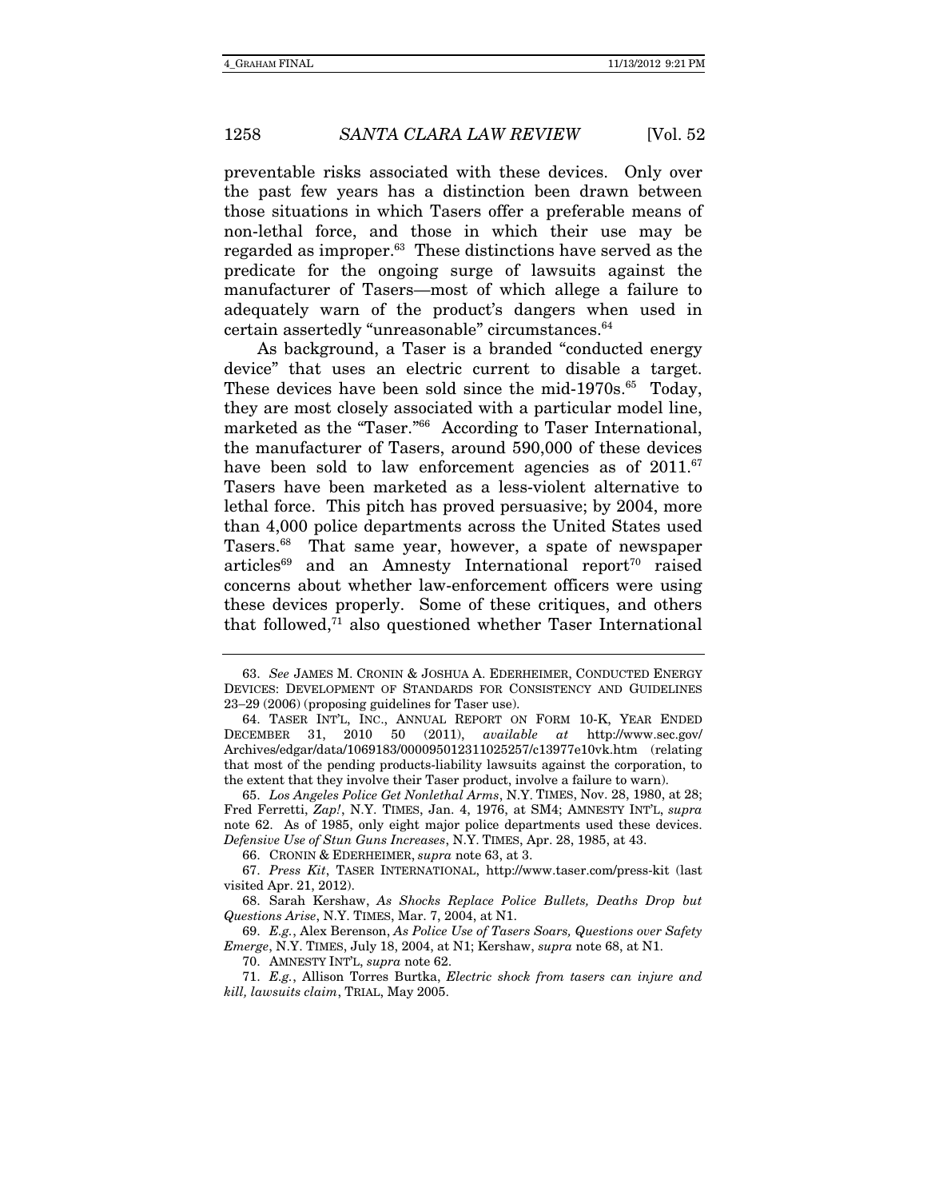preventable risks associated with these devices. Only over the past few years has a distinction been drawn between those situations in which Tasers offer a preferable means of non-lethal force, and those in which their use may be regarded as improper.[63] These distinctions have served as the predicate for the ongoing surge of lawsuits against the manufacturer of Tasers—most of which allege a failure to adequately warn of the product's dangers when used in certain assertedly "unreasonable" circumstances.[64]

As background, a Taser is a branded "conducted energy device" that uses an electric current to disable a target. These devices have been sold since the mid-1970s.[65] Today, they are most closely associated with a particular model line, marketed as the "Taser."[66] According to Taser International, the manufacturer of Tasers, around 590,000 of these devices have been sold to law enforcement agencies as of 2011.[67] Tasers have been marketed as a less-violent alternative to lethal force. This pitch has proved persuasive; by 2004, more than 4,000 police departments across the United States used Tasers.[68] That same year, however, a spate of newspaper articles[69] and an Amnesty International report[70] raised concerns about whether law-enforcement officers were using these devices properly. Some of these critiques, and others that followed,[71] also questioned whether Taser International

---

63. *See* JAMES M. CRONIN & JOSHUA A. EDERHEIMER, CONDUCTED ENERGY DEVICES: DEVELOPMENT OF STANDARDS FOR CONSISTENCY AND GUIDELINES 23–29 (2006) (proposing guidelines for Taser use).

64. TASER INT'L, INC., ANNUAL REPORT ON FORM 10-K, YEAR ENDED DECEMBER 31, 2010 50 (2011), *available at* http://www.sec.gov/Archives/edgar/data/1069183/000095012311025257/c13977e10vk.htm (relating that most of the pending products-liability lawsuits against the corporation, to the extent that they involve their Taser product, involve a failure to warn).

65. *Los Angeles Police Get Nonlethal Arms*, N.Y. TIMES, Nov. 28, 1980, at 28; Fred Ferretti, *Zap!*, N.Y. TIMES, Jan. 4, 1976, at SM4; AMNESTY INT'L, *supra* note 62. As of 1985, only eight major police departments used these devices. *Defensive Use of Stun Guns Increases*, N.Y. TIMES, Apr. 28, 1985, at 43.

66. CRONIN & EDERHEIMER, *supra* note 63, at 3.

67. *Press Kit*, TASER INTERNATIONAL, http://www.taser.com/press-kit (last visited Apr. 21, 2012).

68. Sarah Kershaw, *As Shocks Replace Police Bullets, Deaths Drop but Questions Arise*, N.Y. TIMES, Mar. 7, 2004, at N1.

69. *E.g.*, Alex Berenson, *As Police Use of Tasers Soars, Questions over Safety Emerge*, N.Y. TIMES, July 18, 2004, at N1; Kershaw, *supra* note 68, at N1.

70. AMNESTY INT'L, *supra* note 62.

71. *E.g.*, Allison Torres Burtka, *Electric shock from tasers can injure and kill, lawsuits claim*, TRIAL, May 2005.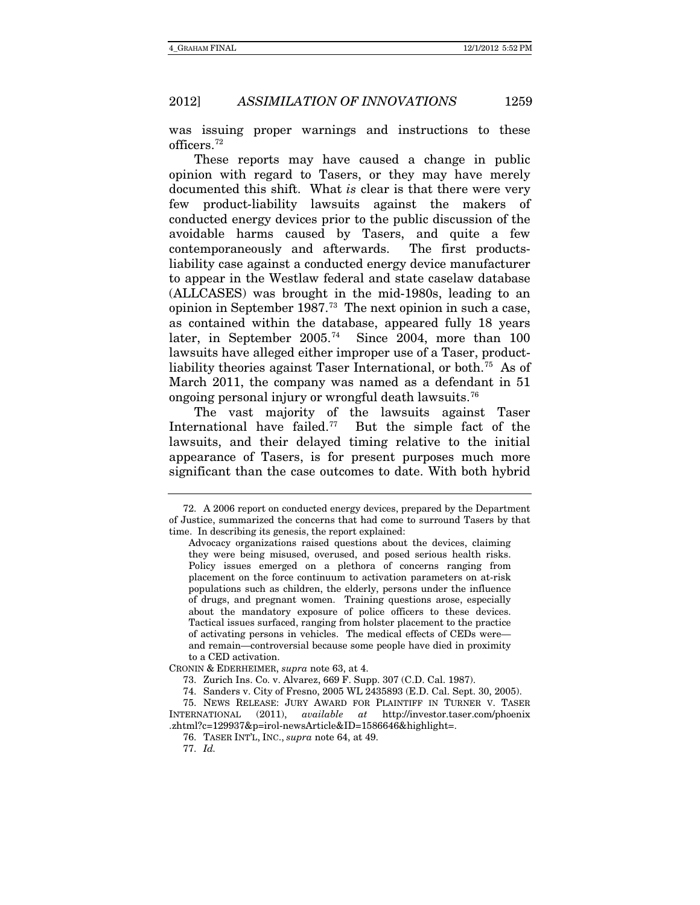was issuing proper warnings and instructions to these officers.[72]

These reports may have caused a change in public opinion with regard to Tasers, or they may have merely documented this shift. What *is* clear is that there were very few product-liability lawsuits against the makers of conducted energy devices prior to the public discussion of the avoidable harms caused by Tasers, and quite a few contemporaneously and afterwards. The first products-liability case against a conducted energy device manufacturer to appear in the Westlaw federal and state caselaw database (ALLCASES) was brought in the mid-1980s, leading to an opinion in September 1987.[73] The next opinion in such a case, as contained within the database, appeared fully 18 years later, in September 2005.[74] Since 2004, more than 100 lawsuits have alleged either improper use of a Taser, product-liability theories against Taser International, or both.[75] As of March 2011, the company was named as a defendant in 51 ongoing personal injury or wrongful death lawsuits.[76]

The vast majority of the lawsuits against Taser International have failed.[77] But the simple fact of the lawsuits, and their delayed timing relative to the initial appearance of Tasers, is for present purposes much more significant than the case outcomes to date. With both hybrid

---

72. A 2006 report on conducted energy devices, prepared by the Department of Justice, summarized the concerns that had come to surround Tasers by that time. In describing its genesis, the report explained:

> Advocacy organizations raised questions about the devices, claiming they were being misused, overused, and posed serious health risks. Policy issues emerged on a plethora of concerns ranging from placement on the force continuum to activation parameters on at-risk populations such as children, the elderly, persons under the influence of drugs, and pregnant women. Training questions arose, especially about the mandatory exposure of police officers to these devices. Tactical issues surfaced, ranging from holster placement to the practice of activating persons in vehicles. The medical effects of CEDs were—and remain—controversial because some people have died in proximity to a CED activation.

CRONIN & EDERHEIMER, *supra* note 63, at 4.

73. Zurich Ins. Co. v. Alvarez, 669 F. Supp. 307 (C.D. Cal. 1987).

74. Sanders v. City of Fresno, 2005 WL 2435893 (E.D. Cal. Sept. 30, 2005).

75. NEWS RELEASE: JURY AWARD FOR PLAINTIFF IN TURNER V. TASER INTERNATIONAL (2011), *available at* http://investor.taser.com/phoenix.zhtml?c=129937&p=irol-newsArticle&ID=1586646&highlight=.

76. TASER INT'L, INC., *supra* note 64, at 49.

77. *Id.*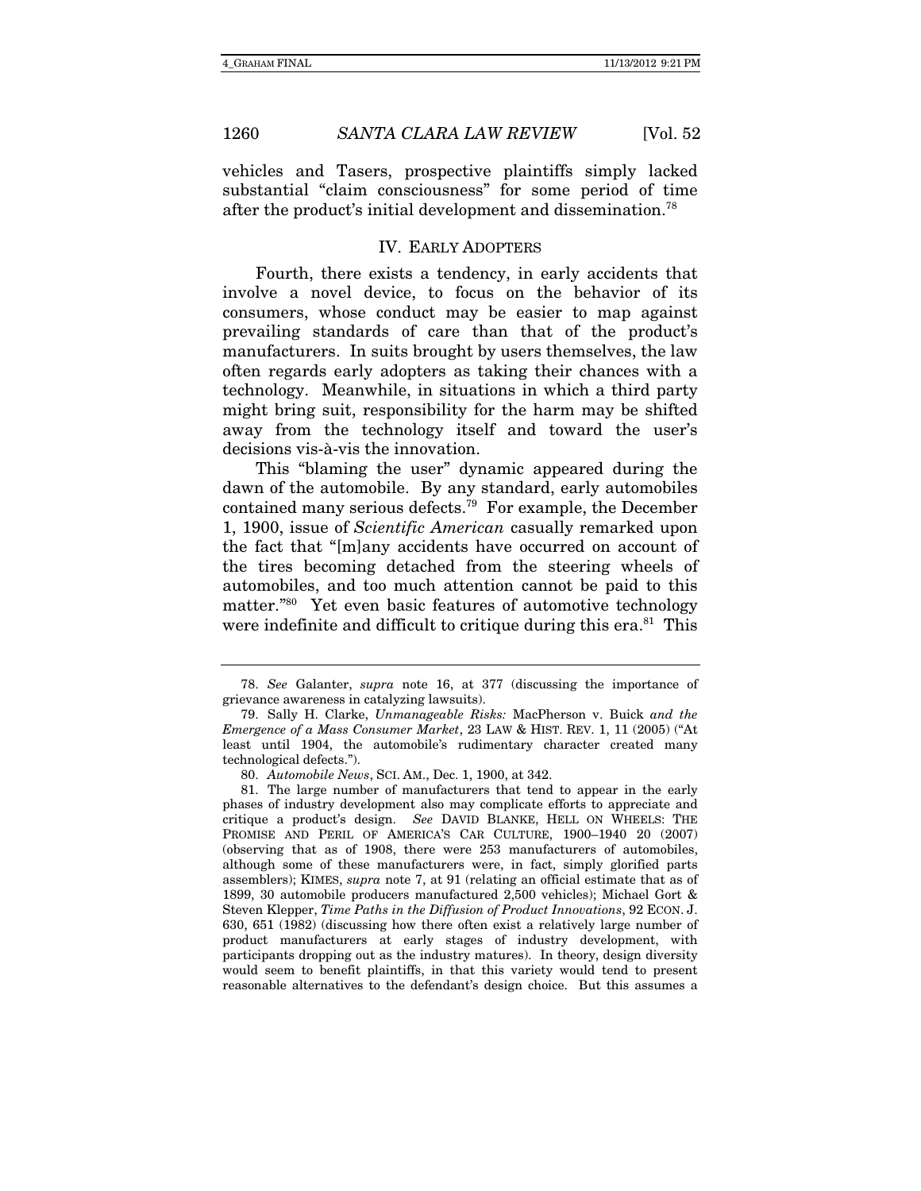vehicles and Tasers, prospective plaintiffs simply lacked substantial "claim consciousness" for some period of time after the product's initial development and dissemination.[78]

## IV. EARLY ADOPTERS

Fourth, there exists a tendency, in early accidents that involve a novel device, to focus on the behavior of its consumers, whose conduct may be easier to map against prevailing standards of care than that of the product's manufacturers. In suits brought by users themselves, the law often regards early adopters as taking their chances with a technology. Meanwhile, in situations in which a third party might bring suit, responsibility for the harm may be shifted away from the technology itself and toward the user's decisions vis-à-vis the innovation.

This "blaming the user" dynamic appeared during the dawn of the automobile. By any standard, early automobiles contained many serious defects.[79] For example, the December 1, 1900, issue of *Scientific American* casually remarked upon the fact that "[m]any accidents have occurred on account of the tires becoming detached from the steering wheels of automobiles, and too much attention cannot be paid to this matter."[80] Yet even basic features of automotive technology were indefinite and difficult to critique during this era.[81] This

---

78. *See* Galanter, *supra* note 16, at 377 (discussing the importance of grievance awareness in catalyzing lawsuits).

79. Sally H. Clarke, *Unmanageable Risks:* MacPherson v. Buick *and the Emergence of a Mass Consumer Market*, 23 LAW & HIST. REV. 1, 11 (2005) ("At least until 1904, the automobile's rudimentary character created many technological defects.").

80. *Automobile News*, SCI. AM., Dec. 1, 1900, at 342.

81. The large number of manufacturers that tend to appear in the early phases of industry development also may complicate efforts to appreciate and critique a product's design. *See* DAVID BLANKE, HELL ON WHEELS: THE PROMISE AND PERIL OF AMERICA'S CAR CULTURE, 1900–1940 20 (2007) (observing that as of 1908, there were 253 manufacturers of automobiles, although some of these manufacturers were, in fact, simply glorified parts assemblers); KIMES, *supra* note 7, at 91 (relating an official estimate that as of 1899, 30 automobile producers manufactured 2,500 vehicles); Michael Gort & Steven Klepper, *Time Paths in the Diffusion of Product Innovations*, 92 ECON. J. 630, 651 (1982) (discussing how there often exist a relatively large number of product manufacturers at early stages of industry development, with participants dropping out as the industry matures). In theory, design diversity would seem to benefit plaintiffs, in that this variety would tend to present reasonable alternatives to the defendant's design choice. But this assumes a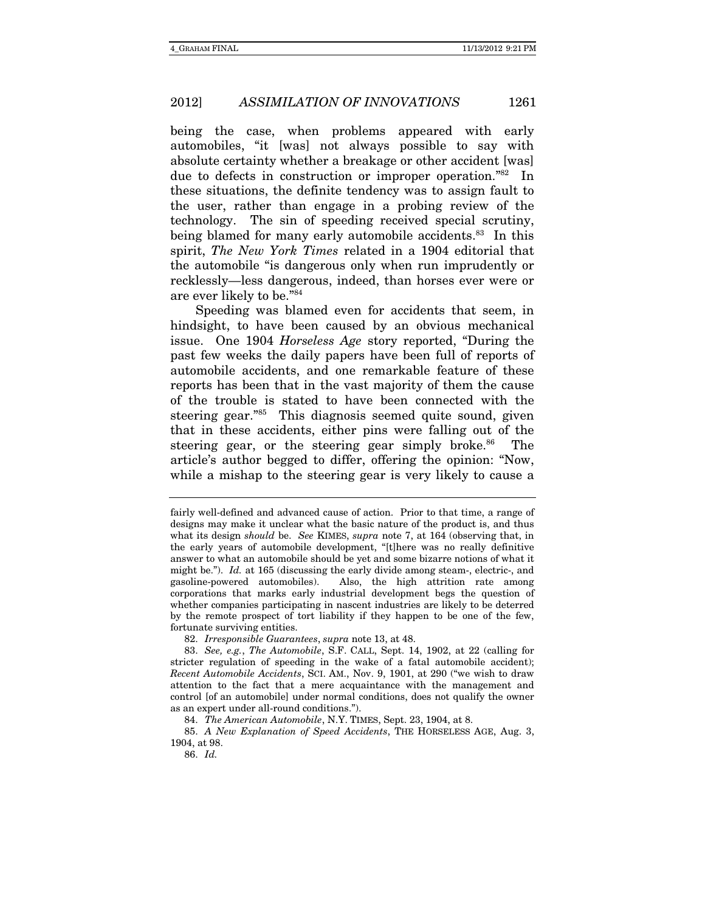being the case, when problems appeared with early automobiles, "it [was] not always possible to say with absolute certainty whether a breakage or other accident [was] due to defects in construction or improper operation."[82] In these situations, the definite tendency was to assign fault to the user, rather than engage in a probing review of the technology. The sin of speeding received special scrutiny, being blamed for many early automobile accidents.[83] In this spirit, *The New York Times* related in a 1904 editorial that the automobile "is dangerous only when run imprudently or recklessly—less dangerous, indeed, than horses ever were or are ever likely to be."[84]

Speeding was blamed even for accidents that seem, in hindsight, to have been caused by an obvious mechanical issue. One 1904 *Horseless Age* story reported, "During the past few weeks the daily papers have been full of reports of automobile accidents, and one remarkable feature of these reports has been that in the vast majority of them the cause of the trouble is stated to have been connected with the steering gear."[85] This diagnosis seemed quite sound, given that in these accidents, either pins were falling out of the steering gear, or the steering gear simply broke.[86] The article's author begged to differ, offering the opinion: "Now, while a mishap to the steering gear is very likely to cause a

---

fairly well-defined and advanced cause of action. Prior to that time, a range of designs may make it unclear what the basic nature of the product is, and thus what its design *should* be. *See* KIMES, *supra* note 7, at 164 (observing that, in the early years of automobile development, "[t]here was no really definitive answer to what an automobile should be yet and some bizarre notions of what it might be."). *Id.* at 165 (discussing the early divide among steam-, electric-, and gasoline-powered automobiles). Also, the high attrition rate among corporations that marks early industrial development begs the question of whether companies participating in nascent industries are likely to be deterred by the remote prospect of tort liability if they happen to be one of the few, fortunate surviving entities.

82. *Irresponsible Guarantees*, *supra* note 13, at 48.

83. *See, e.g.*, *The Automobile*, S.F. CALL, Sept. 14, 1902, at 22 (calling for stricter regulation of speeding in the wake of a fatal automobile accident); *Recent Automobile Accidents*, SCI. AM., Nov. 9, 1901, at 290 ("we wish to draw attention to the fact that a mere acquaintance with the management and control [of an automobile] under normal conditions, does not qualify the owner as an expert under all-round conditions.").

84. *The American Automobile*, N.Y. TIMES, Sept. 23, 1904, at 8.

85. *A New Explanation of Speed Accidents*, THE HORSELESS AGE, Aug. 3, 1904, at 98.

86. *Id.*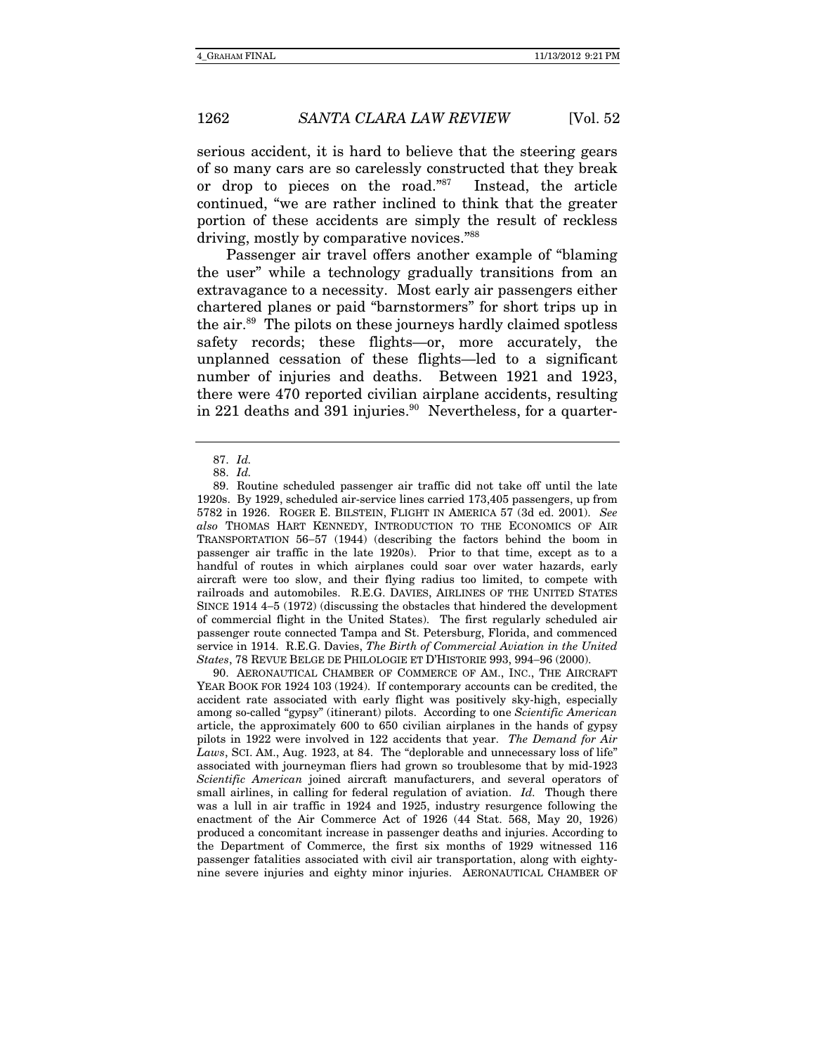serious accident, it is hard to believe that the steering gears of so many cars are so carelessly constructed that they break or drop to pieces on the road."[87] Instead, the article continued, "we are rather inclined to think that the greater portion of these accidents are simply the result of reckless driving, mostly by comparative novices."[88]

Passenger air travel offers another example of "blaming the user" while a technology gradually transitions from an extravagance to a necessity. Most early air passengers either chartered planes or paid "barnstormers" for short trips up in the air.[89] The pilots on these journeys hardly claimed spotless safety records; these flights—or, more accurately, the unplanned cessation of these flights—led to a significant number of injuries and deaths. Between 1921 and 1923, there were 470 reported civilian airplane accidents, resulting in 221 deaths and 391 injuries.[90] Nevertheless, for a quarter-

---

87. *Id.*

88. *Id.*

89. Routine scheduled passenger air traffic did not take off until the late 1920s. By 1929, scheduled air-service lines carried 173,405 passengers, up from 5782 in 1926. ROGER E. BILSTEIN, FLIGHT IN AMERICA 57 (3d ed. 2001). *See also* THOMAS HART KENNEDY, INTRODUCTION TO THE ECONOMICS OF AIR TRANSPORTATION 56–57 (1944) (describing the factors behind the boom in passenger air traffic in the late 1920s). Prior to that time, except as to a handful of routes in which airplanes could soar over water hazards, early aircraft were too slow, and their flying radius too limited, to compete with railroads and automobiles. R.E.G. DAVIES, AIRLINES OF THE UNITED STATES SINCE 1914 4–5 (1972) (discussing the obstacles that hindered the development of commercial flight in the United States). The first regularly scheduled air passenger route connected Tampa and St. Petersburg, Florida, and commenced service in 1914. R.E.G. Davies, *The Birth of Commercial Aviation in the United States*, 78 REVUE BELGE DE PHILOLOGIE ET D'HISTORIE 993, 994–96 (2000).

90. AERONAUTICAL CHAMBER OF COMMERCE OF AM., INC., THE AIRCRAFT YEAR BOOK FOR 1924 103 (1924). If contemporary accounts can be credited, the accident rate associated with early flight was positively sky-high, especially among so-called "gypsy" (itinerant) pilots. According to one *Scientific American* article, the approximately 600 to 650 civilian airplanes in the hands of gypsy pilots in 1922 were involved in 122 accidents that year. *The Demand for Air Laws*, SCI. AM., Aug. 1923, at 84. The "deplorable and unnecessary loss of life" associated with journeyman fliers had grown so troublesome that by mid-1923 *Scientific American* joined aircraft manufacturers, and several operators of small airlines, in calling for federal regulation of aviation. *Id.* Though there was a lull in air traffic in 1924 and 1925, industry resurgence following the enactment of the Air Commerce Act of 1926 (44 Stat. 568, May 20, 1926) produced a concomitant increase in passenger deaths and injuries. According to the Department of Commerce, the first six months of 1929 witnessed 116 passenger fatalities associated with civil air transportation, along with eighty-nine severe injuries and eighty minor injuries. AERONAUTICAL CHAMBER OF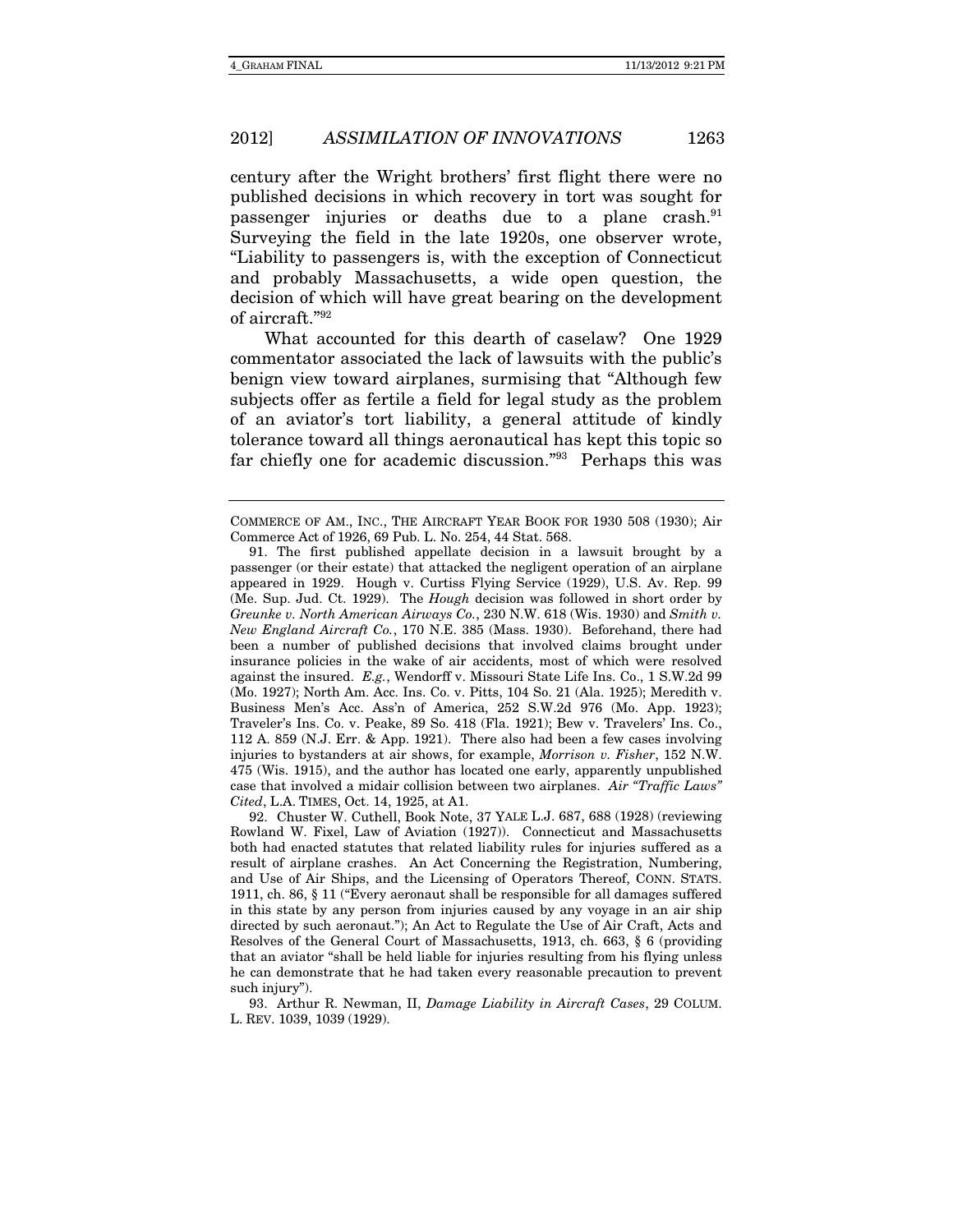century after the Wright brothers' first flight there were no published decisions in which recovery in tort was sought for passenger injuries or deaths due to a plane crash.[91] Surveying the field in the late 1920s, one observer wrote, "Liability to passengers is, with the exception of Connecticut and probably Massachusetts, a wide open question, the decision of which will have great bearing on the development of aircraft."[92]

What accounted for this dearth of caselaw? One 1929 commentator associated the lack of lawsuits with the public's benign view toward airplanes, surmising that "Although few subjects offer as fertile a field for legal study as the problem of an aviator's tort liability, a general attitude of kindly tolerance toward all things aeronautical has kept this topic so far chiefly one for academic discussion."[93] Perhaps this was

---

COMMERCE OF AM., INC., THE AIRCRAFT YEAR BOOK FOR 1930 508 (1930); Air Commerce Act of 1926, 69 Pub. L. No. 254, 44 Stat. 568.

91. The first published appellate decision in a lawsuit brought by a passenger (or their estate) that attacked the negligent operation of an airplane appeared in 1929. Hough v. Curtiss Flying Service (1929), U.S. Av. Rep. 99 (Me. Sup. Jud. Ct. 1929). The *Hough* decision was followed in short order by *Greunke v. North American Airways Co.*, 230 N.W. 618 (Wis. 1930) and *Smith v. New England Aircraft Co.*, 170 N.E. 385 (Mass. 1930). Beforehand, there had been a number of published decisions that involved claims brought under insurance policies in the wake of air accidents, most of which were resolved against the insured. *E.g.*, Wendorff v. Missouri State Life Ins. Co., 1 S.W.2d 99 (Mo. 1927); North Am. Acc. Ins. Co. v. Pitts, 104 So. 21 (Ala. 1925); Meredith v. Business Men's Acc. Ass'n of America, 252 S.W.2d 976 (Mo. App. 1923); Traveler's Ins. Co. v. Peake, 89 So. 418 (Fla. 1921); Bew v. Travelers' Ins. Co., 112 A. 859 (N.J. Err. & App. 1921). There also had been a few cases involving injuries to bystanders at air shows, for example, *Morrison v. Fisher*, 152 N.W. 475 (Wis. 1915), and the author has located one early, apparently unpublished case that involved a midair collision between two airplanes. *Air "Traffic Laws" Cited*, L.A. TIMES, Oct. 14, 1925, at A1.

92. Chuster W. Cuthell, Book Note, 37 YALE L.J. 687, 688 (1928) (reviewing Rowland W. Fixel, Law of Aviation (1927)). Connecticut and Massachusetts both had enacted statutes that related liability rules for injuries suffered as a result of airplane crashes. An Act Concerning the Registration, Numbering, and Use of Air Ships, and the Licensing of Operators Thereof, CONN. STATS. 1911, ch. 86, § 11 ("Every aeronaut shall be responsible for all damages suffered in this state by any person from injuries caused by any voyage in an air ship directed by such aeronaut."); An Act to Regulate the Use of Air Craft, Acts and Resolves of the General Court of Massachusetts, 1913, ch. 663, § 6 (providing that an aviator "shall be held liable for injuries resulting from his flying unless he can demonstrate that he had taken every reasonable precaution to prevent such injury").

93. Arthur R. Newman, II, *Damage Liability in Aircraft Cases*, 29 COLUM. L. REV. 1039, 1039 (1929).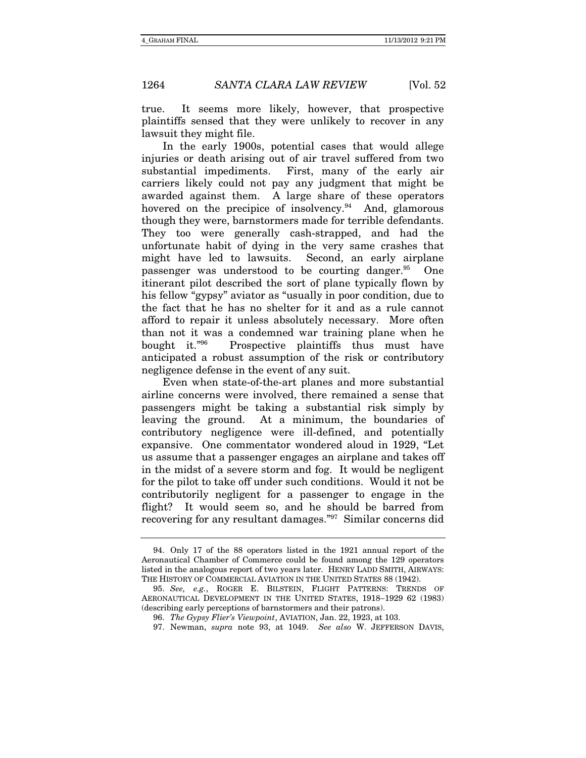true. It seems more likely, however, that prospective plaintiffs sensed that they were unlikely to recover in any lawsuit they might file.

In the early 1900s, potential cases that would allege injuries or death arising out of air travel suffered from two substantial impediments. First, many of the early air carriers likely could not pay any judgment that might be awarded against them. A large share of these operators hovered on the precipice of insolvency.[94] And, glamorous though they were, barnstormers made for terrible defendants. They too were generally cash-strapped, and had the unfortunate habit of dying in the very same crashes that might have led to lawsuits. Second, an early airplane passenger was understood to be courting danger.[95] One itinerant pilot described the sort of plane typically flown by his fellow "gypsy" aviator as "usually in poor condition, due to the fact that he has no shelter for it and as a rule cannot afford to repair it unless absolutely necessary. More often than not it was a condemned war training plane when he bought it."[96] Prospective plaintiffs thus must have anticipated a robust assumption of the risk or contributory negligence defense in the event of any suit.

Even when state-of-the-art planes and more substantial airline concerns were involved, there remained a sense that passengers might be taking a substantial risk simply by leaving the ground. At a minimum, the boundaries of contributory negligence were ill-defined, and potentially expansive. One commentator wondered aloud in 1929, "Let us assume that a passenger engages an airplane and takes off in the midst of a severe storm and fog. It would be negligent for the pilot to take off under such conditions. Would it not be contributorily negligent for a passenger to engage in the flight? It would seem so, and he should be barred from recovering for any resultant damages."[97] Similar concerns did

---

94. Only 17 of the 88 operators listed in the 1921 annual report of the Aeronautical Chamber of Commerce could be found among the 129 operators listed in the analogous report of two years later. HENRY LADD SMITH, AIRWAYS: THE HISTORY OF COMMERCIAL AVIATION IN THE UNITED STATES 88 (1942).

95. *See, e.g.*, ROGER E. BILSTEIN, FLIGHT PATTERNS: TRENDS OF AERONAUTICAL DEVELOPMENT IN THE UNITED STATES, 1918–1929 62 (1983) (describing early perceptions of barnstormers and their patrons).

96. *The Gypsy Flier's Viewpoint*, AVIATION, Jan. 22, 1923, at 103.

97. Newman, *supra* note 93, at 1049. *See also* W. JEFFERSON DAVIS,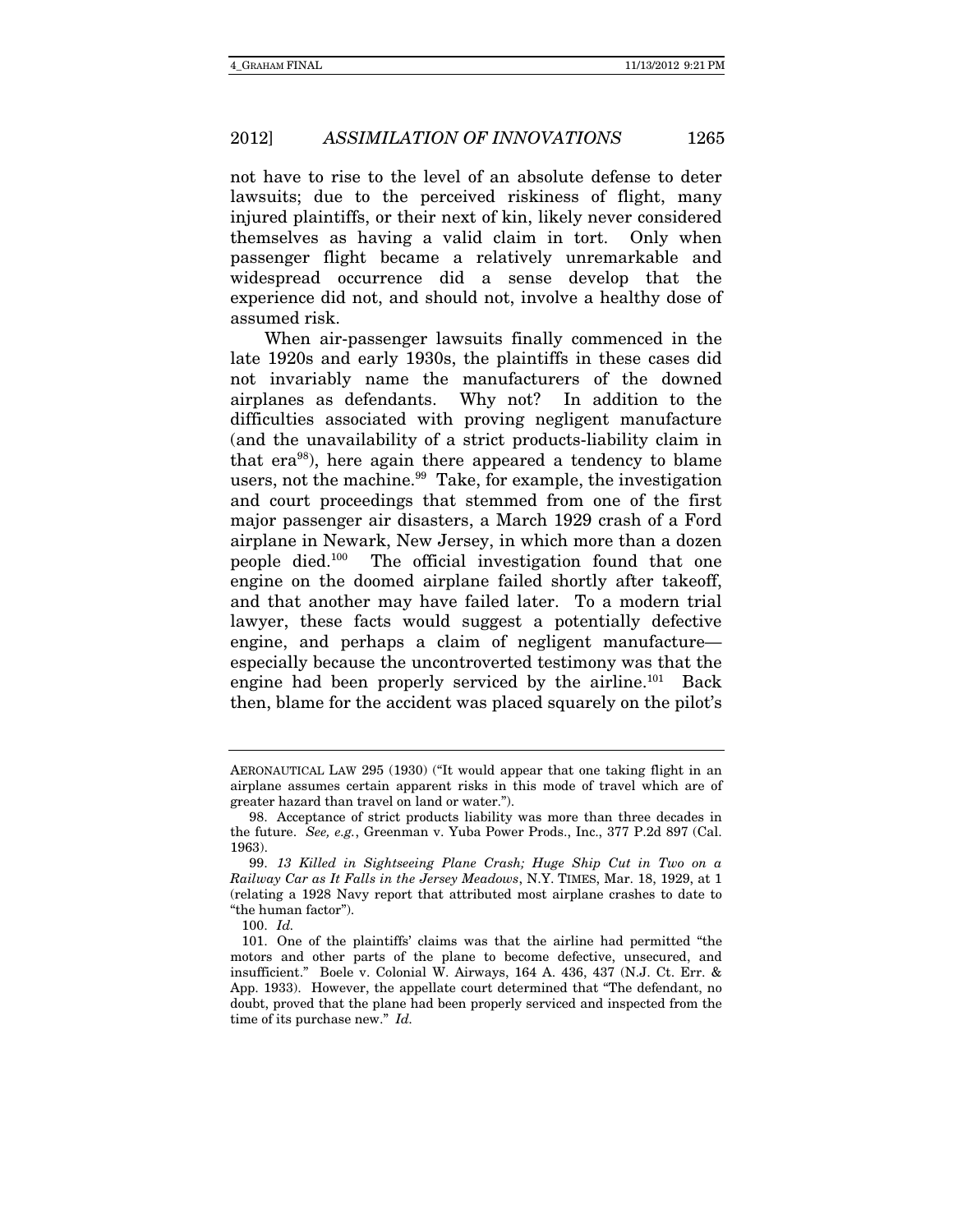not have to rise to the level of an absolute defense to deter lawsuits; due to the perceived riskiness of flight, many injured plaintiffs, or their next of kin, likely never considered themselves as having a valid claim in tort. Only when passenger flight became a relatively unremarkable and widespread occurrence did a sense develop that the experience did not, and should not, involve a healthy dose of assumed risk.

When air-passenger lawsuits finally commenced in the late 1920s and early 1930s, the plaintiffs in these cases did not invariably name the manufacturers of the downed airplanes as defendants. Why not? In addition to the difficulties associated with proving negligent manufacture (and the unavailability of a strict products-liability claim in that era[98]), here again there appeared a tendency to blame users, not the machine.[99] Take, for example, the investigation and court proceedings that stemmed from one of the first major passenger air disasters, a March 1929 crash of a Ford airplane in Newark, New Jersey, in which more than a dozen people died.[100] The official investigation found that one engine on the doomed airplane failed shortly after takeoff, and that another may have failed later. To a modern trial lawyer, these facts would suggest a potentially defective engine, and perhaps a claim of negligent manufacture—especially because the uncontroverted testimony was that the engine had been properly serviced by the airline.[101] Back then, blame for the accident was placed squarely on the pilot's

---

AERONAUTICAL LAW 295 (1930) ("It would appear that one taking flight in an airplane assumes certain apparent risks in this mode of travel which are of greater hazard than travel on land or water.").

98. Acceptance of strict products liability was more than three decades in the future. *See, e.g.*, Greenman v. Yuba Power Prods., Inc., 377 P.2d 897 (Cal. 1963).

99. *13 Killed in Sightseeing Plane Crash; Huge Ship Cut in Two on a Railway Car as It Falls in the Jersey Meadows*, N.Y. TIMES, Mar. 18, 1929, at 1 (relating a 1928 Navy report that attributed most airplane crashes to date to "the human factor").

100. *Id.*

101. One of the plaintiffs' claims was that the airline had permitted "the motors and other parts of the plane to become defective, unsecured, and insufficient." Boele v. Colonial W. Airways, 164 A. 436, 437 (N.J. Ct. Err. & App. 1933). However, the appellate court determined that "The defendant, no doubt, proved that the plane had been properly serviced and inspected from the time of its purchase new." *Id.*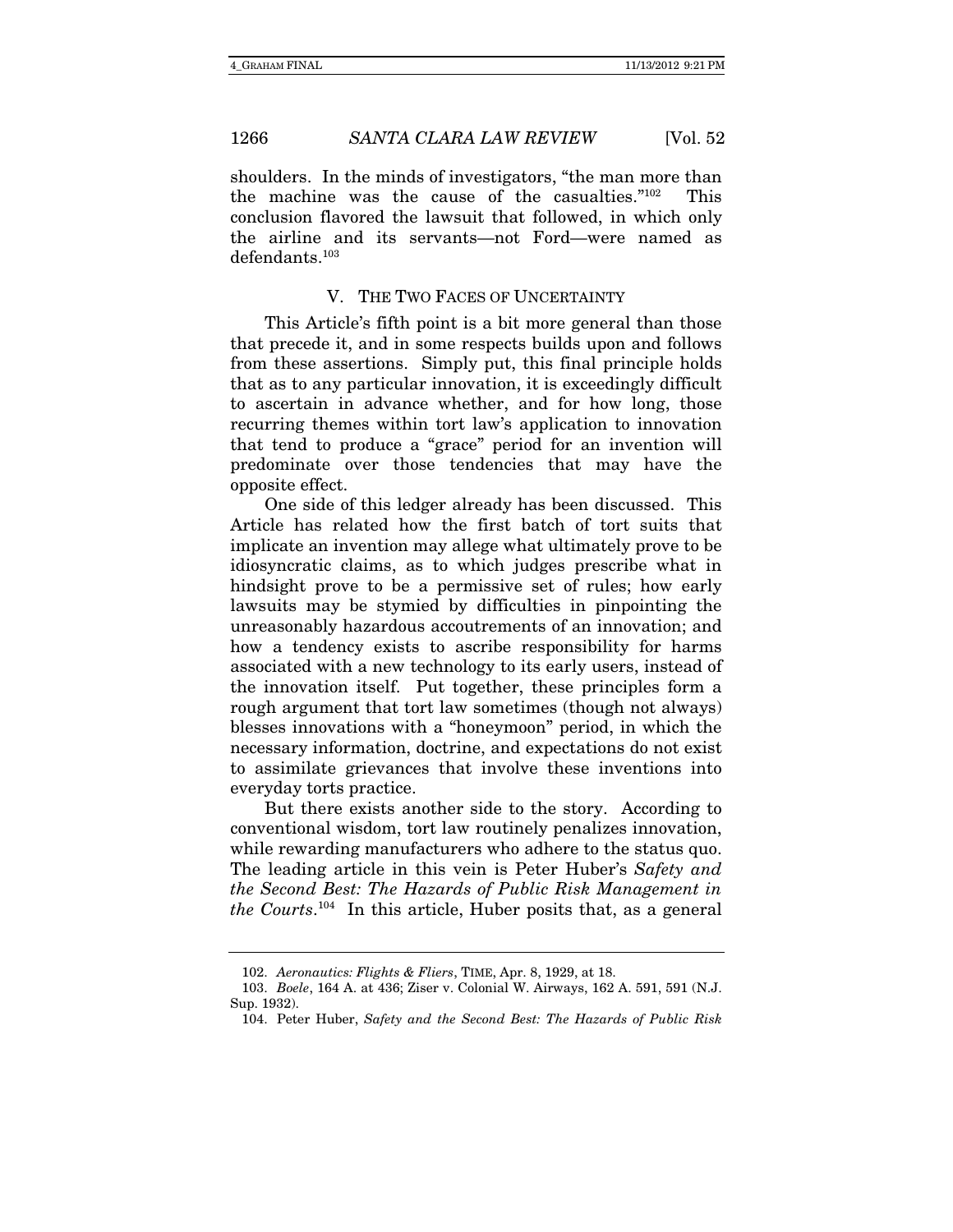shoulders. In the minds of investigators, "the man more than the machine was the cause of the casualties."[102] This conclusion flavored the lawsuit that followed, in which only the airline and its servants—not Ford—were named as defendants.[103]

## V. THE TWO FACES OF UNCERTAINTY

This Article's fifth point is a bit more general than those that precede it, and in some respects builds upon and follows from these assertions. Simply put, this final principle holds that as to any particular innovation, it is exceedingly difficult to ascertain in advance whether, and for how long, those recurring themes within tort law's application to innovation that tend to produce a "grace" period for an invention will predominate over those tendencies that may have the opposite effect.

One side of this ledger already has been discussed. This Article has related how the first batch of tort suits that implicate an invention may allege what ultimately prove to be idiosyncratic claims, as to which judges prescribe what in hindsight prove to be a permissive set of rules; how early lawsuits may be stymied by difficulties in pinpointing the unreasonably hazardous accoutrements of an innovation; and how a tendency exists to ascribe responsibility for harms associated with a new technology to its early users, instead of the innovation itself. Put together, these principles form a rough argument that tort law sometimes (though not always) blesses innovations with a "honeymoon" period, in which the necessary information, doctrine, and expectations do not exist to assimilate grievances that involve these inventions into everyday torts practice.

But there exists another side to the story. According to conventional wisdom, tort law routinely penalizes innovation, while rewarding manufacturers who adhere to the status quo. The leading article in this vein is Peter Huber's *Safety and the Second Best: The Hazards of Public Risk Management in the Courts*.[104] In this article, Huber posits that, as a general

---

102. *Aeronautics: Flights & Fliers*, TIME, Apr. 8, 1929, at 18.

103. *Boele*, 164 A. at 436; Ziser v. Colonial W. Airways, 162 A. 591, 591 (N.J. Sup. 1932).

104. Peter Huber, *Safety and the Second Best: The Hazards of Public Risk*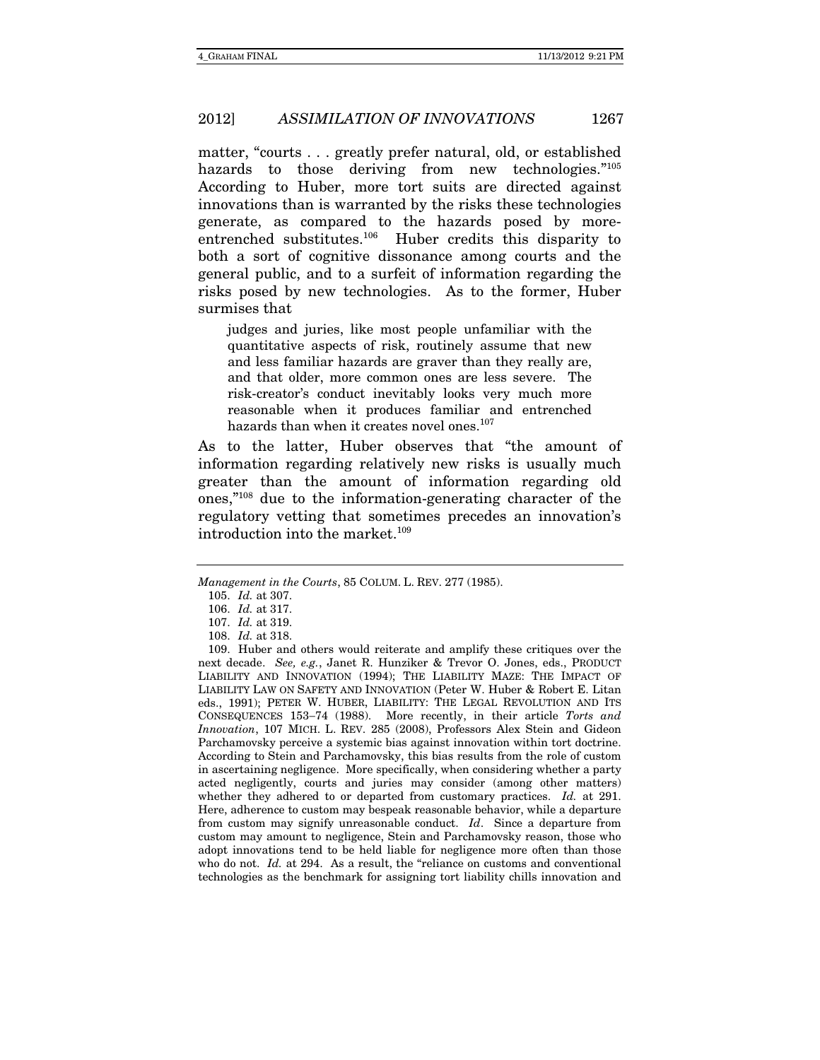matter, "courts . . . greatly prefer natural, old, or established hazards to those deriving from new technologies."[105] According to Huber, more tort suits are directed against innovations than is warranted by the risks these technologies generate, as compared to the hazards posed by more-entrenched substitutes.[106] Huber credits this disparity to both a sort of cognitive dissonance among courts and the general public, and to a surfeit of information regarding the risks posed by new technologies. As to the former, Huber surmises that

> judges and juries, like most people unfamiliar with the quantitative aspects of risk, routinely assume that new and less familiar hazards are graver than they really are, and that older, more common ones are less severe. The risk-creator's conduct inevitably looks very much more reasonable when it produces familiar and entrenched hazards than when it creates novel ones.[107]

As to the latter, Huber observes that "the amount of information regarding relatively new risks is usually much greater than the amount of information regarding old ones,"[108] due to the information-generating character of the regulatory vetting that sometimes precedes an innovation's introduction into the market.[109]

---

*Management in the Courts*, 85 COLUM. L. REV. 277 (1985).

105. *Id.* at 307.

106. *Id.* at 317.

107. *Id.* at 319.

108. *Id.* at 318.

109. Huber and others would reiterate and amplify these critiques over the next decade. *See, e.g.*, Janet R. Hunziker & Trevor O. Jones, eds., PRODUCT LIABILITY AND INNOVATION (1994); THE LIABILITY MAZE: THE IMPACT OF LIABILITY LAW ON SAFETY AND INNOVATION (Peter W. Huber & Robert E. Litan eds., 1991); PETER W. HUBER, LIABILITY: THE LEGAL REVOLUTION AND ITS CONSEQUENCES 153–74 (1988). More recently, in their article *Torts and Innovation*, 107 MICH. L. REV. 285 (2008), Professors Alex Stein and Gideon Parchamovsky perceive a systemic bias against innovation within tort doctrine. According to Stein and Parchamovsky, this bias results from the role of custom in ascertaining negligence. More specifically, when considering whether a party acted negligently, courts and juries may consider (among other matters) whether they adhered to or departed from customary practices. *Id.* at 291. Here, adherence to custom may bespeak reasonable behavior, while a departure from custom may signify unreasonable conduct. *Id*. Since a departure from custom may amount to negligence, Stein and Parchamovsky reason, those who adopt innovations tend to be held liable for negligence more often than those who do not. *Id.* at 294. As a result, the "reliance on customs and conventional technologies as the benchmark for assigning tort liability chills innovation and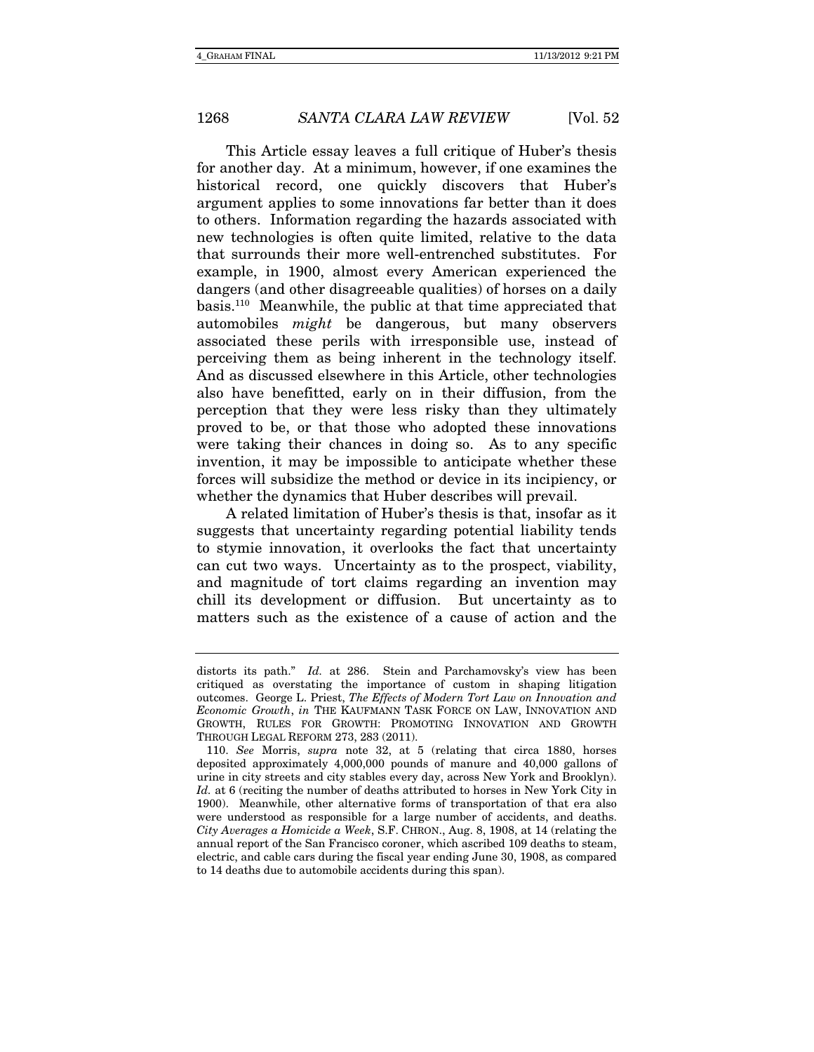This Article essay leaves a full critique of Huber's thesis for another day. At a minimum, however, if one examines the historical record, one quickly discovers that Huber's argument applies to some innovations far better than it does to others. Information regarding the hazards associated with new technologies is often quite limited, relative to the data that surrounds their more well-entrenched substitutes. For example, in 1900, almost every American experienced the dangers (and other disagreeable qualities) of horses on a daily basis.[110] Meanwhile, the public at that time appreciated that automobiles *might* be dangerous, but many observers associated these perils with irresponsible use, instead of perceiving them as being inherent in the technology itself. And as discussed elsewhere in this Article, other technologies also have benefitted, early on in their diffusion, from the perception that they were less risky than they ultimately proved to be, or that those who adopted these innovations were taking their chances in doing so. As to any specific invention, it may be impossible to anticipate whether these forces will subsidize the method or device in its incipiency, or whether the dynamics that Huber describes will prevail.

A related limitation of Huber's thesis is that, insofar as it suggests that uncertainty regarding potential liability tends to stymie innovation, it overlooks the fact that uncertainty can cut two ways. Uncertainty as to the prospect, viability, and magnitude of tort claims regarding an invention may chill its development or diffusion. But uncertainty as to matters such as the existence of a cause of action and the

---

distorts its path." *Id.* at 286. Stein and Parchamovsky's view has been critiqued as overstating the importance of custom in shaping litigation outcomes. George L. Priest, *The Effects of Modern Tort Law on Innovation and Economic Growth*, *in* THE KAUFMANN TASK FORCE ON LAW, INNOVATION AND GROWTH, RULES FOR GROWTH: PROMOTING INNOVATION AND GROWTH THROUGH LEGAL REFORM 273, 283 (2011).

110. *See* Morris, *supra* note 32, at 5 (relating that circa 1880, horses deposited approximately 4,000,000 pounds of manure and 40,000 gallons of urine in city streets and city stables every day, across New York and Brooklyn). *Id.* at 6 (reciting the number of deaths attributed to horses in New York City in 1900). Meanwhile, other alternative forms of transportation of that era also were understood as responsible for a large number of accidents, and deaths. *City Averages a Homicide a Week*, S.F. CHRON., Aug. 8, 1908, at 14 (relating the annual report of the San Francisco coroner, which ascribed 109 deaths to steam, electric, and cable cars during the fiscal year ending June 30, 1908, as compared to 14 deaths due to automobile accidents during this span).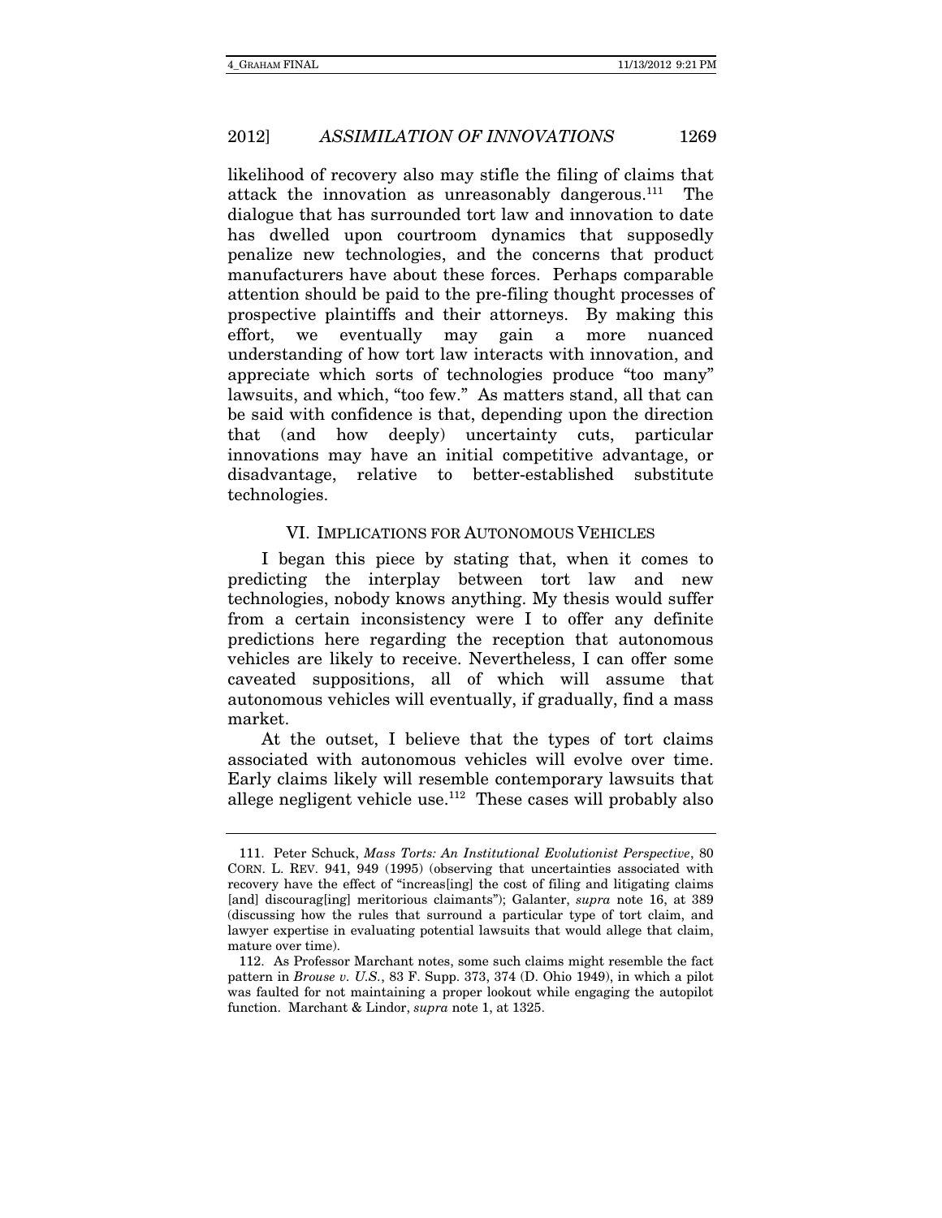likelihood of recovery also may stifle the filing of claims that attack the innovation as unreasonably dangerous.[111] The dialogue that has surrounded tort law and innovation to date has dwelled upon courtroom dynamics that supposedly penalize new technologies, and the concerns that product manufacturers have about these forces. Perhaps comparable attention should be paid to the pre-filing thought processes of prospective plaintiffs and their attorneys. By making this effort, we eventually may gain a more nuanced understanding of how tort law interacts with innovation, and appreciate which sorts of technologies produce "too many" lawsuits, and which, "too few." As matters stand, all that can be said with confidence is that, depending upon the direction that (and how deeply) uncertainty cuts, particular innovations may have an initial competitive advantage, or disadvantage, relative to better-established substitute technologies.

## VI. IMPLICATIONS FOR AUTONOMOUS VEHICLES

I began this piece by stating that, when it comes to predicting the interplay between tort law and new technologies, nobody knows anything. My thesis would suffer from a certain inconsistency were I to offer any definite predictions here regarding the reception that autonomous vehicles are likely to receive. Nevertheless, I can offer some caveated suppositions, all of which will assume that autonomous vehicles will eventually, if gradually, find a mass market.

At the outset, I believe that the types of tort claims associated with autonomous vehicles will evolve over time. Early claims likely will resemble contemporary lawsuits that allege negligent vehicle use.[112] These cases will probably also

---

111. Peter Schuck, *Mass Torts: An Institutional Evolutionist Perspective*, 80 CORN. L. REV. 941, 949 (1995) (observing that uncertainties associated with recovery have the effect of "increas[ing] the cost of filing and litigating claims [and] discourag[ing] meritorious claimants"); Galanter, *supra* note 16, at 389 (discussing how the rules that surround a particular type of tort claim, and lawyer expertise in evaluating potential lawsuits that would allege that claim, mature over time).

112. As Professor Marchant notes, some such claims might resemble the fact pattern in *Brouse v. U.S.*, 83 F. Supp. 373, 374 (D. Ohio 1949), in which a pilot was faulted for not maintaining a proper lookout while engaging the autopilot function. Marchant & Lindor, *supra* note 1, at 1325.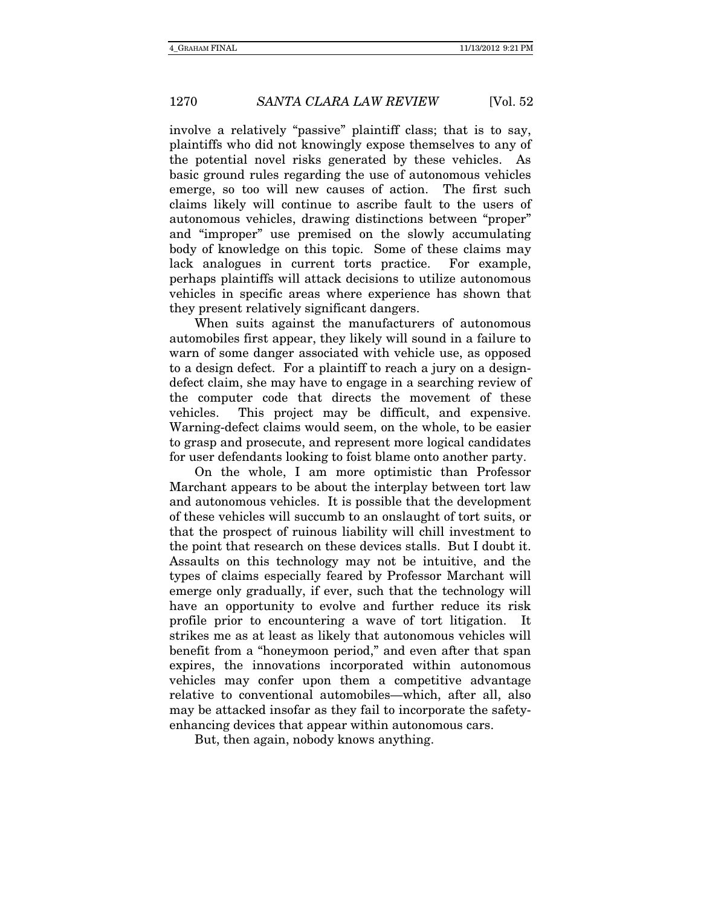involve a relatively "passive" plaintiff class; that is to say, plaintiffs who did not knowingly expose themselves to any of the potential novel risks generated by these vehicles. As basic ground rules regarding the use of autonomous vehicles emerge, so too will new causes of action. The first such claims likely will continue to ascribe fault to the users of autonomous vehicles, drawing distinctions between "proper" and "improper" use premised on the slowly accumulating body of knowledge on this topic. Some of these claims may lack analogues in current torts practice. For example, perhaps plaintiffs will attack decisions to utilize autonomous vehicles in specific areas where experience has shown that they present relatively significant dangers.

When suits against the manufacturers of autonomous automobiles first appear, they likely will sound in a failure to warn of some danger associated with vehicle use, as opposed to a design defect. For a plaintiff to reach a jury on a design-defect claim, she may have to engage in a searching review of the computer code that directs the movement of these vehicles. This project may be difficult, and expensive. Warning-defect claims would seem, on the whole, to be easier to grasp and prosecute, and represent more logical candidates for user defendants looking to foist blame onto another party.

On the whole, I am more optimistic than Professor Marchant appears to be about the interplay between tort law and autonomous vehicles. It is possible that the development of these vehicles will succumb to an onslaught of tort suits, or that the prospect of ruinous liability will chill investment to the point that research on these devices stalls. But I doubt it. Assaults on this technology may not be intuitive, and the types of claims especially feared by Professor Marchant will emerge only gradually, if ever, such that the technology will have an opportunity to evolve and further reduce its risk profile prior to encountering a wave of tort litigation. It strikes me as at least as likely that autonomous vehicles will benefit from a "honeymoon period," and even after that span expires, the innovations incorporated within autonomous vehicles may confer upon them a competitive advantage relative to conventional automobiles—which, after all, also may be attacked insofar as they fail to incorporate the safety-enhancing devices that appear within autonomous cars.

But, then again, nobody knows anything.